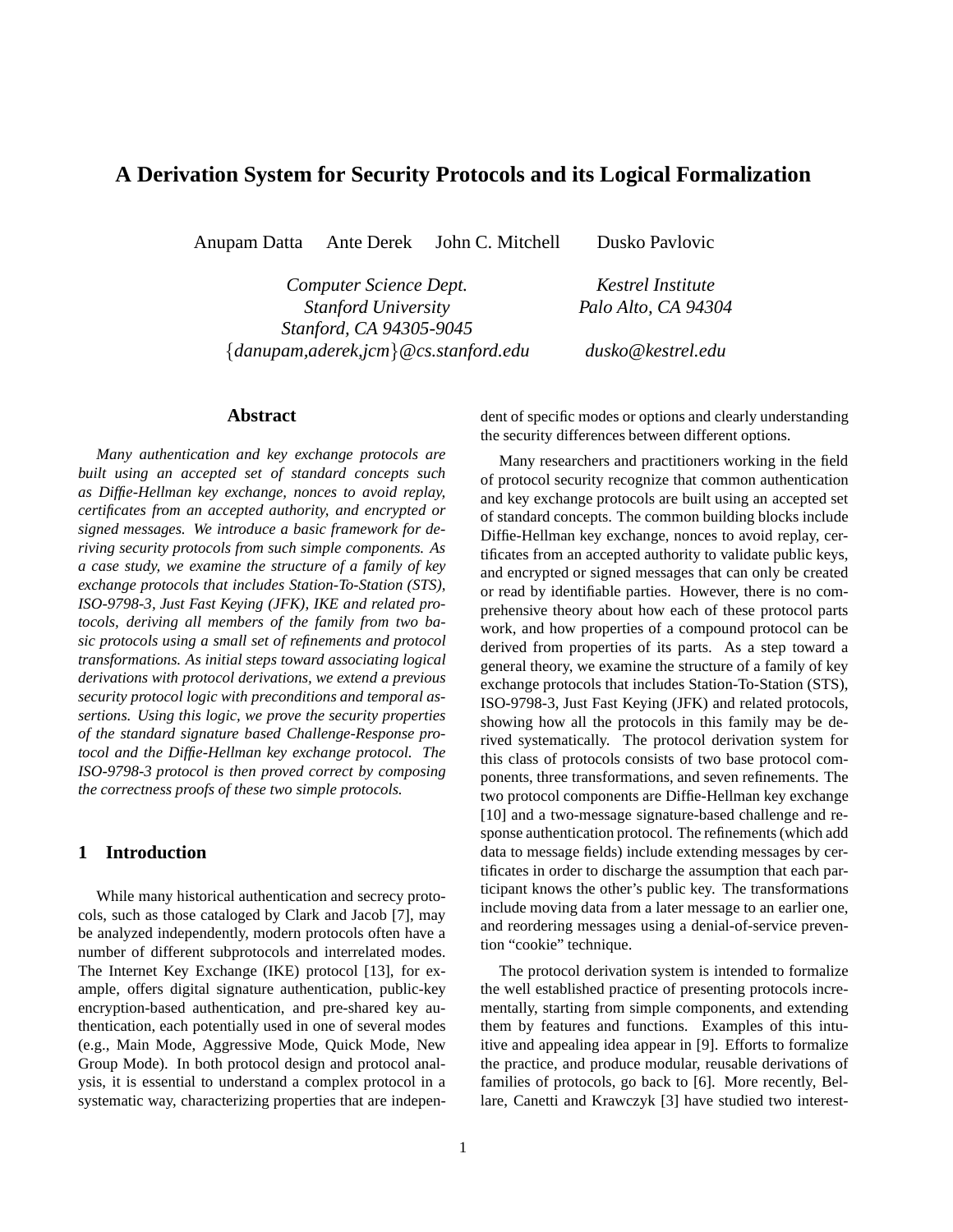# A Derivation System for Security Protocols and its Logical Formalization

Anupam Datta Ante Derek John C. Mitchell Dusko Pavlovic

*Computer Science Dept.*
*Stanford University*
*Stanford, CA 94305-9045*
*{danupam,aderek,jcm}@cs.stanford.edu*

*Kestrel Institute*
*Palo Alto, CA 94304*
*dusko@kestrel.edu*

## Abstract

*Many authentication and key exchange protocols are built using an accepted set of standard concepts such as Diffie-Hellman key exchange, nonces to avoid replay, certificates from an accepted authority, and encrypted or signed messages. We introduce a basic framework for deriving security protocols from such simple components. As a case study, we examine the structure of a family of key exchange protocols that includes Station-To-Station (STS), ISO-9798-3, Just Fast Keying (JFK), IKE and related protocols, deriving all members of the family from two basic protocols using a small set of refinements and protocol transformations. As initial steps toward associating logical derivations with protocol derivations, we extend a previous security protocol logic with preconditions and temporal assertions. Using this logic, we prove the security properties of the standard signature based Challenge-Response protocol and the Diffie-Hellman key exchange protocol. The ISO-9798-3 protocol is then proved correct by composing the correctness proofs of these two simple protocols.*

## 1 Introduction

While many historical authentication and secrecy protocols, such as those cataloged by Clark and Jacob [7], may be analyzed independently, modern protocols often have a number of different subprotocols and interrelated modes. The Internet Key Exchange (IKE) protocol [13], for example, offers digital signature authentication, public-key encryption-based authentication, and pre-shared key authentication, each potentially used in one of several modes (e.g., Main Mode, Aggressive Mode, Quick Mode, New Group Mode). In both protocol design and protocol analysis, it is essential to understand a complex protocol in a systematic way, characterizing properties that are independent of specific modes or options and clearly understanding the security differences between different options.

Many researchers and practitioners working in the field of protocol security recognize that common authentication and key exchange protocols are built using an accepted set of standard concepts. The common building blocks include Diffie-Hellman key exchange, nonces to avoid replay, certificates from an accepted authority to validate public keys, and encrypted or signed messages that can only be created or read by identifiable parties. However, there is no comprehensive theory about how each of these protocol parts work, and how properties of a compound protocol can be derived from properties of its parts. As a step toward a general theory, we examine the structure of a family of key exchange protocols that includes Station-To-Station (STS), ISO-9798-3, Just Fast Keying (JFK) and related protocols, showing how all the protocols in this family may be derived systematically. The protocol derivation system for this class of protocols consists of two base protocol components, three transformations, and seven refinements. The two protocol components are Diffie-Hellman key exchange [10] and a two-message signature-based challenge and response authentication protocol. The refinements (which add data to message fields) include extending messages by certificates in order to discharge the assumption that each participant knows the other's public key. The transformations include moving data from a later message to an earlier one, and reordering messages using a denial-of-service prevention "cookie" technique.

The protocol derivation system is intended to formalize the well established practice of presenting protocols incrementally, starting from simple components, and extending them by features and functions. Examples of this intuitive and appealing idea appear in [9]. Efforts to formalize the practice, and produce modular, reusable derivations of families of protocols, go back to [6]. More recently, Bellare, Canetti and Krawczyk [3] have studied two interest-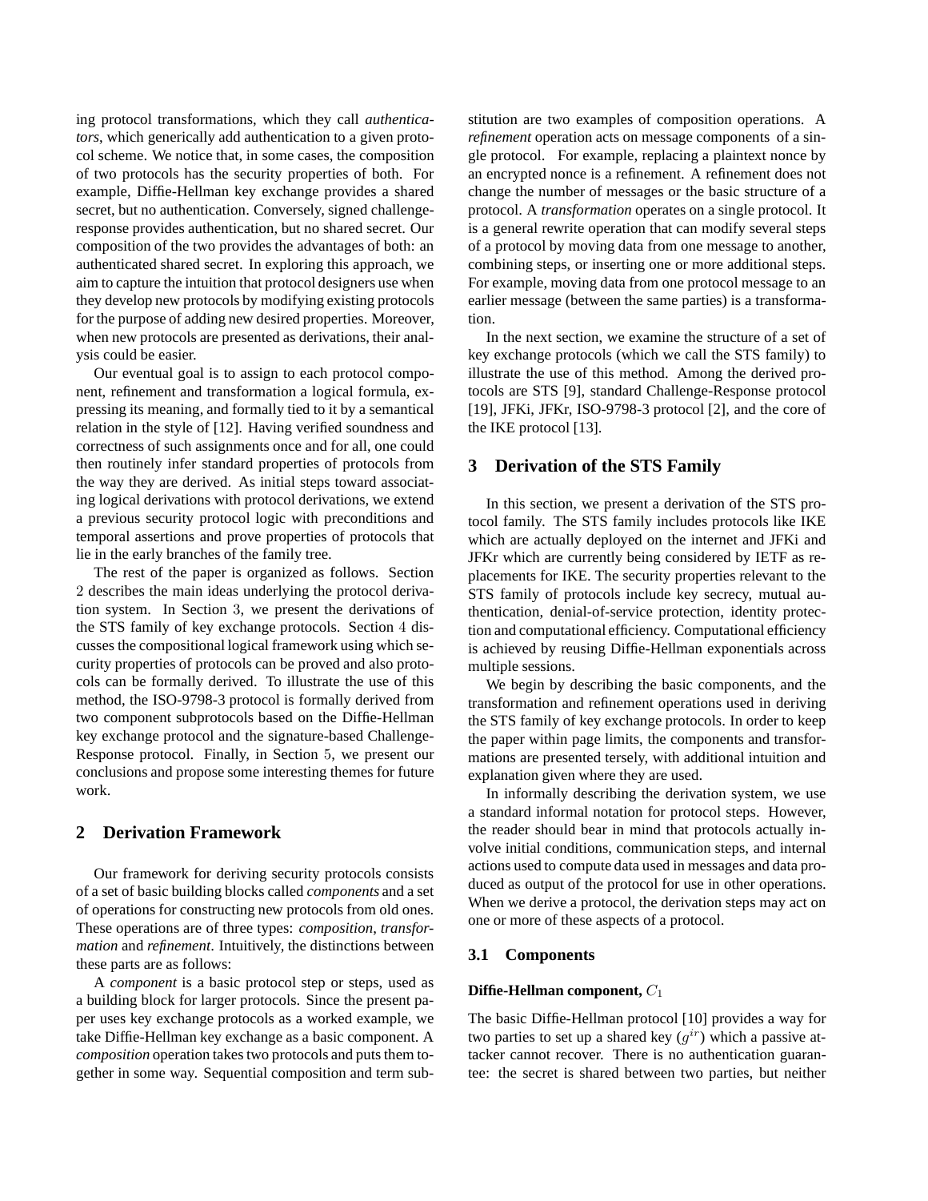ing protocol transformations, which they call *authenticators*, which generically add authentication to a given protocol scheme. We notice that, in some cases, the composition of two protocols has the security properties of both. For example, Diffie-Hellman key exchange provides a shared secret, but no authentication. Conversely, signed challenge-response provides authentication, but no shared secret. Our composition of the two provides the advantages of both: an authenticated shared secret. In exploring this approach, we aim to capture the intuition that protocol designers use when they develop new protocols by modifying existing protocols for the purpose of adding new desired properties. Moreover, when new protocols are presented as derivations, their analysis could be easier.

Our eventual goal is to assign to each protocol component, refinement and transformation a logical formula, expressing its meaning, and formally tied to it by a semantical relation in the style of [12]. Having verified soundness and correctness of such assignments once and for all, one could then routinely infer standard properties of protocols from the way they are derived. As initial steps toward associating logical derivations with protocol derivations, we extend a previous security protocol logic with preconditions and temporal assertions and prove properties of protocols that lie in the early branches of the family tree.

The rest of the paper is organized as follows. Section 2 describes the main ideas underlying the protocol derivation system. In Section 3, we present the derivations of the STS family of key exchange protocols. Section 4 discusses the compositional logical framework using which security properties of protocols can be proved and also protocols can be formally derived. To illustrate the use of this method, the ISO-9798-3 protocol is formally derived from two component subprotocols based on the Diffie-Hellman key exchange protocol and the signature-based Challenge-Response protocol. Finally, in Section 5, we present our conclusions and propose some interesting themes for future work.

## 2 Derivation Framework

Our framework for deriving security protocols consists of a set of basic building blocks called *components* and a set of operations for constructing new protocols from old ones. These operations are of three types: *composition*, *transformation* and *refinement*. Intuitively, the distinctions between these parts are as follows:

A *component* is a basic protocol step or steps, used as a building block for larger protocols. Since the present paper uses key exchange protocols as a worked example, we take Diffie-Hellman key exchange as a basic component. A *composition* operation takes two protocols and puts them together in some way. Sequential composition and term substitution are two examples of composition operations. A *refinement* operation acts on message components of a single protocol. For example, replacing a plaintext nonce by an encrypted nonce is a refinement. A refinement does not change the number of messages or the basic structure of a protocol. A *transformation* operates on a single protocol. It is a general rewrite operation that can modify several steps of a protocol by moving data from one message to another, combining steps, or inserting one or more additional steps. For example, moving data from one protocol message to an earlier message (between the same parties) is a transformation.

In the next section, we examine the structure of a set of key exchange protocols (which we call the STS family) to illustrate the use of this method. Among the derived protocols are STS [9], standard Challenge-Response protocol [19], JFKi, JFKr, ISO-9798-3 protocol [2], and the core of the IKE protocol [13].

## 3 Derivation of the STS Family

In this section, we present a derivation of the STS protocol family. The STS family includes protocols like IKE which are actually deployed on the internet and JFKi and JFKr which are currently being considered by IETF as replacements for IKE. The security properties relevant to the STS family of protocols include key secrecy, mutual authentication, denial-of-service protection, identity protection and computational efficiency. Computational efficiency is achieved by reusing Diffie-Hellman exponentials across multiple sessions.

We begin by describing the basic components, and the transformation and refinement operations used in deriving the STS family of key exchange protocols. In order to keep the paper within page limits, the components and transformations are presented tersely, with additional intuition and explanation given where they are used.

In informally describing the derivation system, we use a standard informal notation for protocol steps. However, the reader should bear in mind that protocols actually involve initial conditions, communication steps, and internal actions used to compute data used in messages and data produced as output of the protocol for use in other operations. When we derive a protocol, the derivation steps may act on one or more of these aspects of a protocol.

### 3.1 Components

**Diffie-Hellman component,** $C_1$

The basic Diffie-Hellman protocol [10] provides a way for two parties to set up a shared key ($g^{ir}$) which a passive attacker cannot recover. There is no authentication guarantee: the secret is shared between two parties, but neither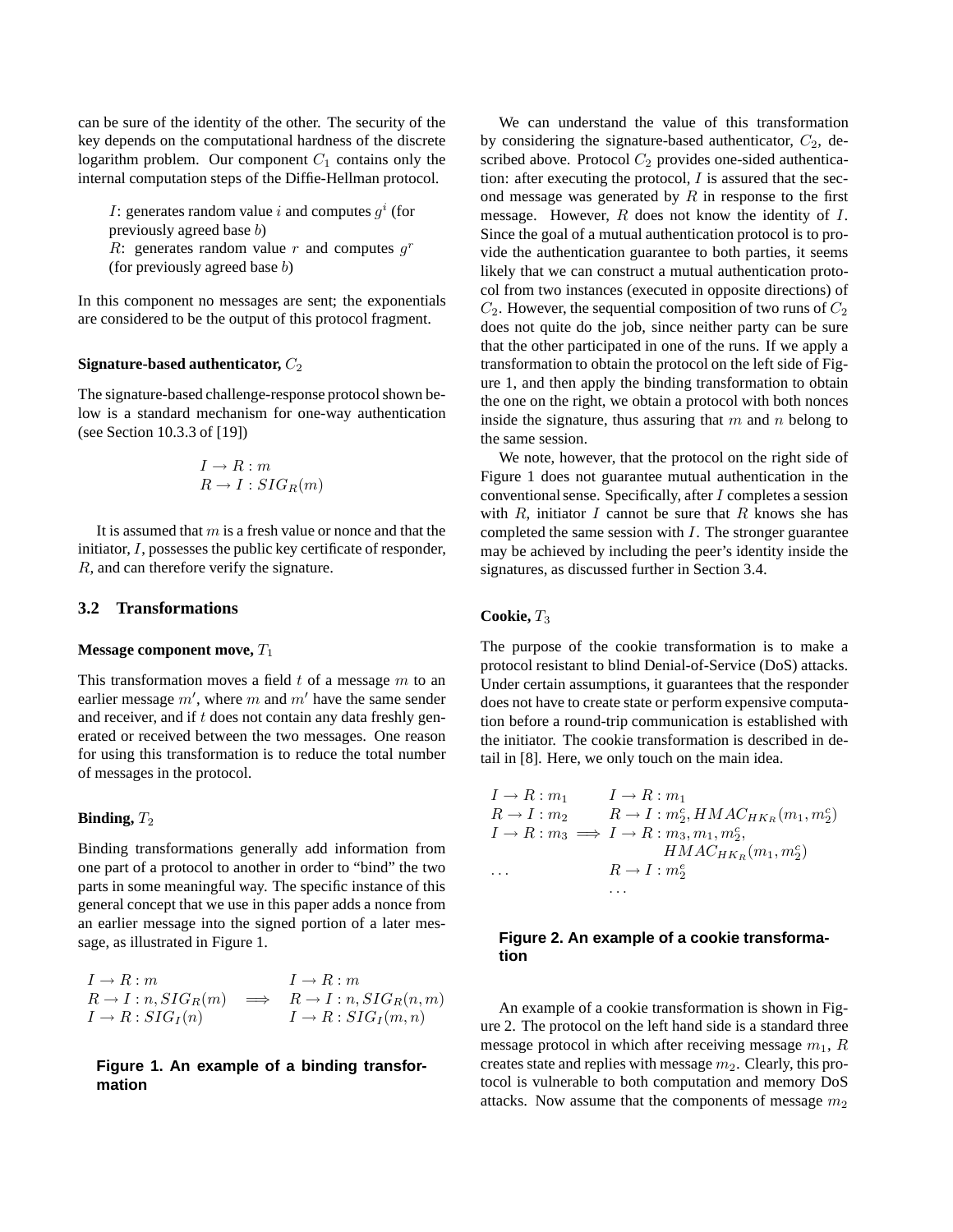can be sure of the identity of the other. The security of the key depends on the computational hardness of the discrete logarithm problem. Our component $C_1$ contains only the internal computation steps of the Diffie-Hellman protocol.

> $I$: generates random value $i$ and computes $g^i$ (for previously agreed base $b$)
> $R$: generates random value $r$ and computes $g^r$ (for previously agreed base $b$)

In this component no messages are sent; the exponentials are considered to be the output of this protocol fragment.

#### Signature-based authenticator, $C_2$

The signature-based challenge-response protocol shown below is a standard mechanism for one-way authentication (see Section 10.3.3 of [19])

$$\begin{array}{l} I \rightarrow R : m \\ R \rightarrow I : SIG_R(m) \end{array}$$

It is assumed that $m$ is a fresh value or nonce and that the initiator, $I$, possesses the public key certificate of responder, $R$, and can therefore verify the signature.

### 3.2 Transformations

#### Message component move, $T_1$

This transformation moves a field $t$ of a message $m$ to an earlier message $m'$, where $m$ and $m'$ have the same sender and receiver, and if $t$ does not contain any data freshly generated or received between the two messages. One reason for using this transformation is to reduce the total number of messages in the protocol.

#### Binding, $T_2$

Binding transformations generally add information from one part of a protocol to another in order to "bind" the two parts in some meaningful way. The specific instance of this general concept that we use in this paper adds a nonce from an earlier message into the signed portion of a later message, as illustrated in Figure 1.

$$\begin{array}{lcl} I \rightarrow R : m & & I \rightarrow R : m \\ R \rightarrow I : n, SIG_R(m) & \Longrightarrow & R \rightarrow I : n, SIG_R(n, m) \\ I \rightarrow R : SIG_I(n) & & I \rightarrow R : SIG_I(m, n) \end{array}$$

**Figure 1. An example of a binding transformation**

We can understand the value of this transformation by considering the signature-based authenticator, $C_2$, described above. Protocol $C_2$ provides one-sided authentication: after executing the protocol, $I$ is assured that the second message was generated by $R$ in response to the first message. However, $R$ does not know the identity of $I$. Since the goal of a mutual authentication protocol is to provide the authentication guarantee to both parties, it seems likely that we can construct a mutual authentication protocol from two instances (executed in opposite directions) of $C_2$. However, the sequential composition of two runs of $C_2$ does not quite do the job, since neither party can be sure that the other participated in one of the runs. If we apply a transformation to obtain the protocol on the left side of Figure 1, and then apply the binding transformation to obtain the one on the right, we obtain a protocol with both nonces inside the signature, thus assuring that $m$ and $n$ belong to the same session.

We note, however, that the protocol on the right side of Figure 1 does not guarantee mutual authentication in the conventional sense. Specifically, after $I$ completes a session with $R$, initiator $I$ cannot be sure that $R$ knows she has completed the same session with $I$. The stronger guarantee may be achieved by including the peer's identity inside the signatures, as discussed further in Section 3.4.

#### Cookie, $T_3$

The purpose of the cookie transformation is to make a protocol resistant to blind Denial-of-Service (DoS) attacks. Under certain assumptions, it guarantees that the responder does not have to create state or perform expensive computation before a round-trip communication is established with the initiator. The cookie transformation is described in detail in [8]. Here, we only touch on the main idea.

$$\begin{array}{lcl} I \rightarrow R : m_1 & & I \rightarrow R : m_1 \\ R \rightarrow I : m_2 & & R \rightarrow I : m_2^c, HMAC_{HK_R}(m_1, m_2^c) \\ I \rightarrow R : m_3 & \Longrightarrow & I \rightarrow R : m_3, m_1, m_2^c, \\ & & \qquad HMAC_{HK_R}(m_1, m_2^c) \\ \ldots & & R \rightarrow I : m_2^e \\ & & \ldots \end{array}$$

**Figure 2. An example of a cookie transformation**

An example of a cookie transformation is shown in Figure 2. The protocol on the left hand side is a standard three message protocol in which after receiving message $m_1$, $R$ creates state and replies with message $m_2$. Clearly, this protocol is vulnerable to both computation and memory DoS attacks. Now assume that the components of message $m_2$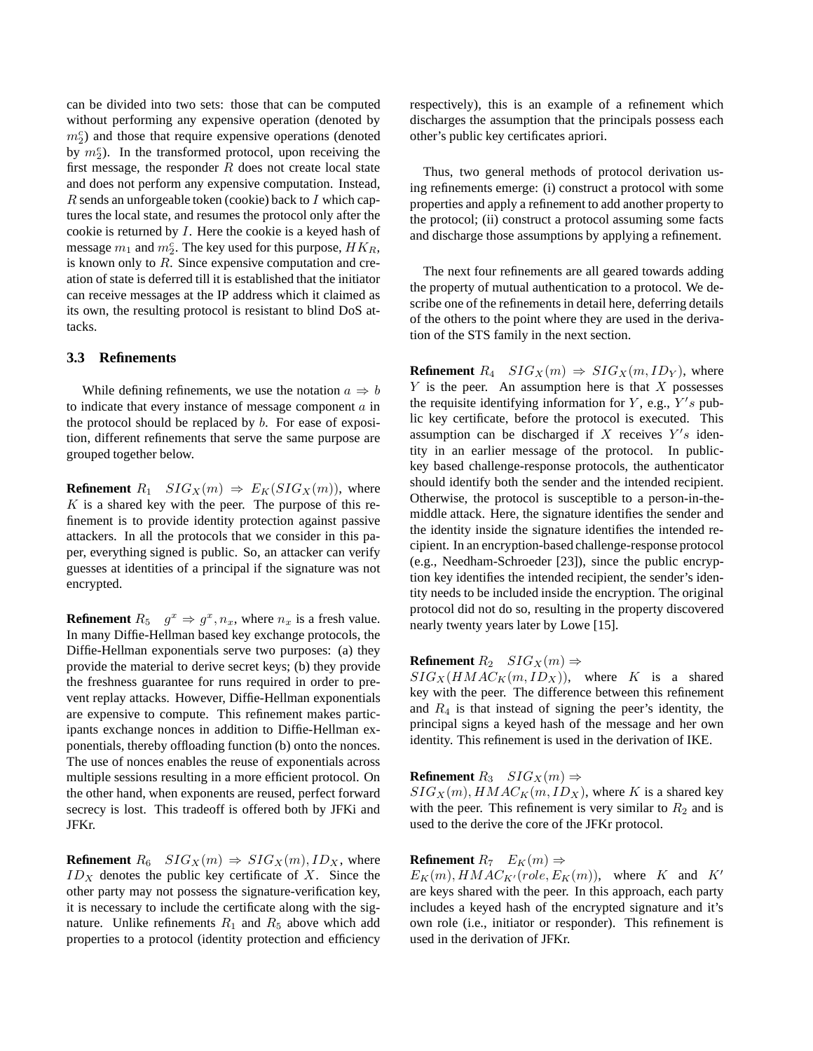can be divided into two sets: those that can be computed without performing any expensive operation (denoted by $m_2^c$) and those that require expensive operations (denoted by $m_2^e$). In the transformed protocol, upon receiving the first message, the responder $R$ does not create local state and does not perform any expensive computation. Instead, $R$ sends an unforgeable token (cookie) back to $I$ which captures the local state, and resumes the protocol only after the cookie is returned by $I$. Here the cookie is a keyed hash of message $m_1$ and $m_2^c$. The key used for this purpose, $HK_R$, is known only to $R$. Since expensive computation and creation of state is deferred till it is established that the initiator can receive messages at the IP address which it claimed as its own, the resulting protocol is resistant to blind DoS attacks.

### 3.3 Refinements

While defining refinements, we use the notation $a \Rightarrow b$ to indicate that every instance of message component $a$ in the protocol should be replaced by $b$. For ease of exposition, different refinements that serve the same purpose are grouped together below.

**Refinement** $R_1$ $\quad SIG_X(m) \Rightarrow E_K(SIG_X(m))$, where $K$ is a shared key with the peer. The purpose of this refinement is to provide identity protection against passive attackers. In all the protocols that we consider in this paper, everything signed is public. So, an attacker can verify guesses at identities of a principal if the signature was not encrypted.

**Refinement** $R_5$ $\quad g^x \Rightarrow g^x, n_x$, where $n_x$ is a fresh value. In many Diffie-Hellman based key exchange protocols, the Diffie-Hellman exponentials serve two purposes: (a) they provide the material to derive secret keys; (b) they provide the freshness guarantee for runs required in order to prevent replay attacks. However, Diffie-Hellman exponentials are expensive to compute. This refinement makes participants exchange nonces in addition to Diffie-Hellman exponentials, thereby offloading function (b) onto the nonces. The use of nonces enables the reuse of exponentials across multiple sessions resulting in a more efficient protocol. On the other hand, when exponents are reused, perfect forward secrecy is lost. This tradeoff is offered both by JFKi and JFKr.

**Refinement** $R_6$ $\quad SIG_X(m) \Rightarrow SIG_X(m), ID_X$, where $ID_X$ denotes the public key certificate of $X$. Since the other party may not possess the signature-verification key, it is necessary to include the certificate along with the signature. Unlike refinements $R_1$ and $R_5$ above which add properties to a protocol (identity protection and efficiency respectively), this is an example of a refinement which discharges the assumption that the principals possess each other's public key certificates apriori.

Thus, two general methods of protocol derivation using refinements emerge: (i) construct a protocol with some properties and apply a refinement to add another property to the protocol; (ii) construct a protocol assuming some facts and discharge those assumptions by applying a refinement.

The next four refinements are all geared towards adding the property of mutual authentication to a protocol. We describe one of the refinements in detail here, deferring details of the others to the point where they are used in the derivation of the STS family in the next section.

**Refinement** $R_4$ $\quad SIG_X(m) \Rightarrow SIG_X(m, ID_Y)$, where $Y$ is the peer. An assumption here is that $X$ possesses the requisite identifying information for $Y$, e.g., $Y's$ public key certificate, before the protocol is executed. This assumption can be discharged if $X$ receives $Y's$ identity in an earlier message of the protocol. In public-key based challenge-response protocols, the authenticator should identify both the sender and the intended recipient. Otherwise, the protocol is susceptible to a person-in-the-middle attack. Here, the signature identifies the sender and the identity inside the signature identifies the intended recipient. In an encryption-based challenge-response protocol (e.g., Needham-Schroeder [23]), since the public encryption key identifies the intended recipient, the sender's identity needs to be included inside the encryption. The original protocol did not do so, resulting in the property discovered nearly twenty years later by Lowe [15].

**Refinement** $R_2$ $\quad SIG_X(m) \Rightarrow SIG_X(HMAC_K(m, ID_X))$, where $K$ is a shared key with the peer. The difference between this refinement and $R_4$ is that instead of signing the peer's identity, the principal signs a keyed hash of the message and her own identity. This refinement is used in the derivation of IKE.

**Refinement** $R_3$ $\quad SIG_X(m) \Rightarrow SIG_X(m), HMAC_K(m, ID_X)$, where $K$ is a shared key with the peer. This refinement is very similar to $R_2$ and is used to the derive the core of the JFKr protocol.

**Refinement** $R_7$ $\quad E_K(m) \Rightarrow E_K(m), HMAC_{K'}(role, E_K(m))$, where $K$ and $K'$ are keys shared with the peer. In this approach, each party includes a keyed hash of the encrypted signature and it's own role (i.e., initiator or responder). This refinement is used in the derivation of JFKr.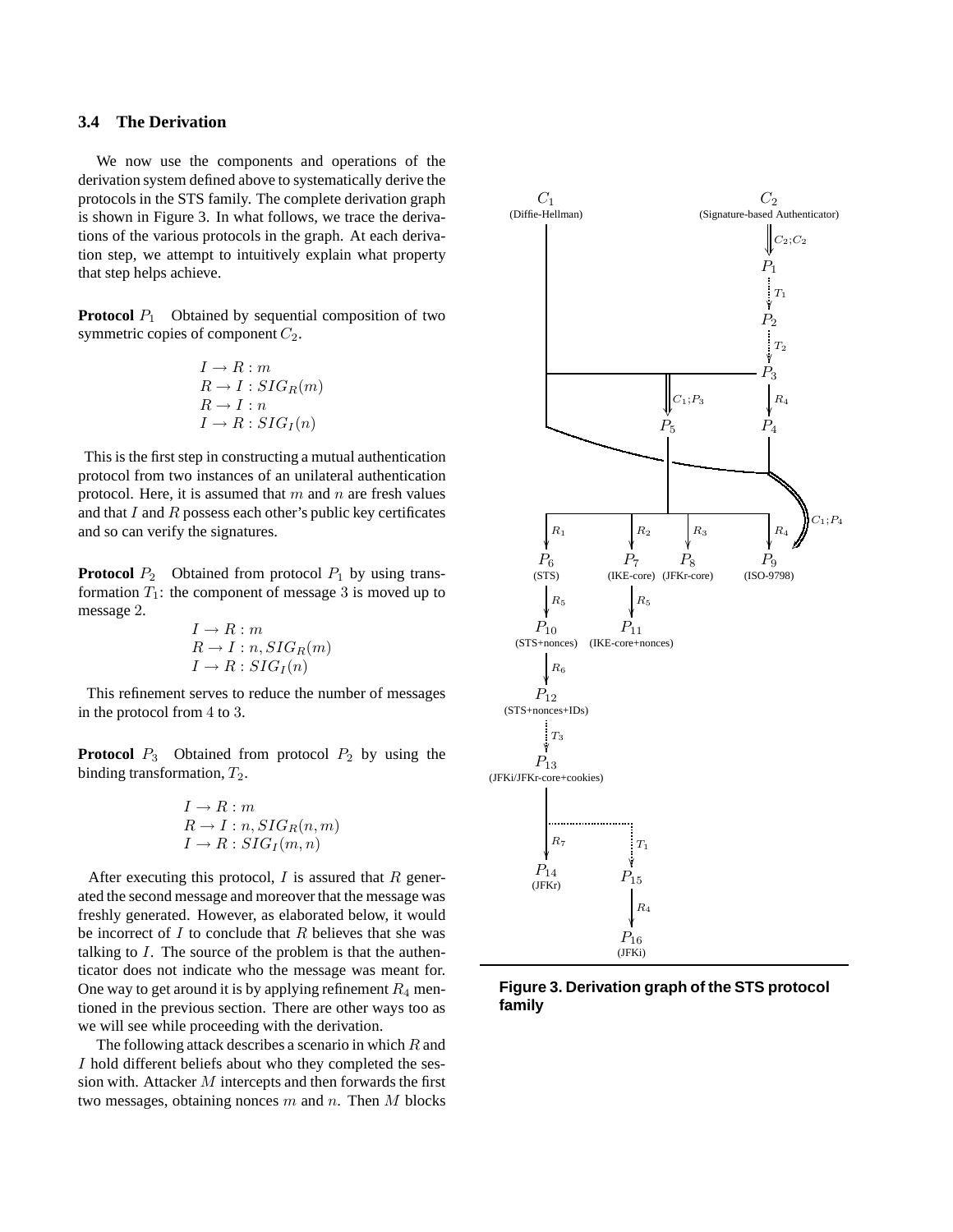### 3.4 The Derivation

We now use the components and operations of the derivation system defined above to systematically derive the protocols in the STS family. The complete derivation graph is shown in Figure 3. In what follows, we trace the derivations of the various protocols in the graph. At each derivation step, we attempt to intuitively explain what property that step helps achieve.

**Protocol** $P_1$ Obtained by sequential composition of two symmetric copies of component $C_2$.

$$
\begin{aligned}
&I \rightarrow R : m\\
&R \rightarrow I : SIG_R(m)\\
&R \rightarrow I : n\\
&I \rightarrow R : SIG_I(n)
\end{aligned}
$$

This is the first step in constructing a mutual authentication protocol from two instances of an unilateral authentication protocol. Here, it is assumed that $m$ and $n$ are fresh values and that $I$ and $R$ possess each other's public key certificates and so can verify the signatures.

**Protocol** $P_2$ Obtained from protocol $P_1$ by using transformation $T_1$: the component of message 3 is moved up to message 2.

$$
\begin{aligned}
&I \rightarrow R : m\\
&R \rightarrow I : n, SIG_R(m)\\
&I \rightarrow R : SIG_I(n)
\end{aligned}
$$

This refinement serves to reduce the number of messages in the protocol from 4 to 3.

**Protocol** $P_3$ Obtained from protocol $P_2$ by using the binding transformation, $T_2$.

$$
\begin{aligned}
&I \rightarrow R : m\\
&R \rightarrow I : n, SIG_R(n, m)\\
&I \rightarrow R : SIG_I(m, n)
\end{aligned}
$$

After executing this protocol, $I$ is assured that $R$ generated the second message and moreover that the message was freshly generated. However, as elaborated below, it would be incorrect of $I$ to conclude that $R$ believes that she was talking to $I$. The source of the problem is that the authenticator does not indicate who the message was meant for. One way to get around it is by applying refinement $R_4$ mentioned in the previous section. There are other ways too as we will see while proceeding with the derivation.

The following attack describes a scenario in which $R$ and $I$ hold different beliefs about who they completed the session with. Attacker $M$ intercepts and then forwards the first two messages, obtaining nonces $m$ and $n$. Then $M$ blocks

**Figure 3. Derivation graph of the STS protocol family**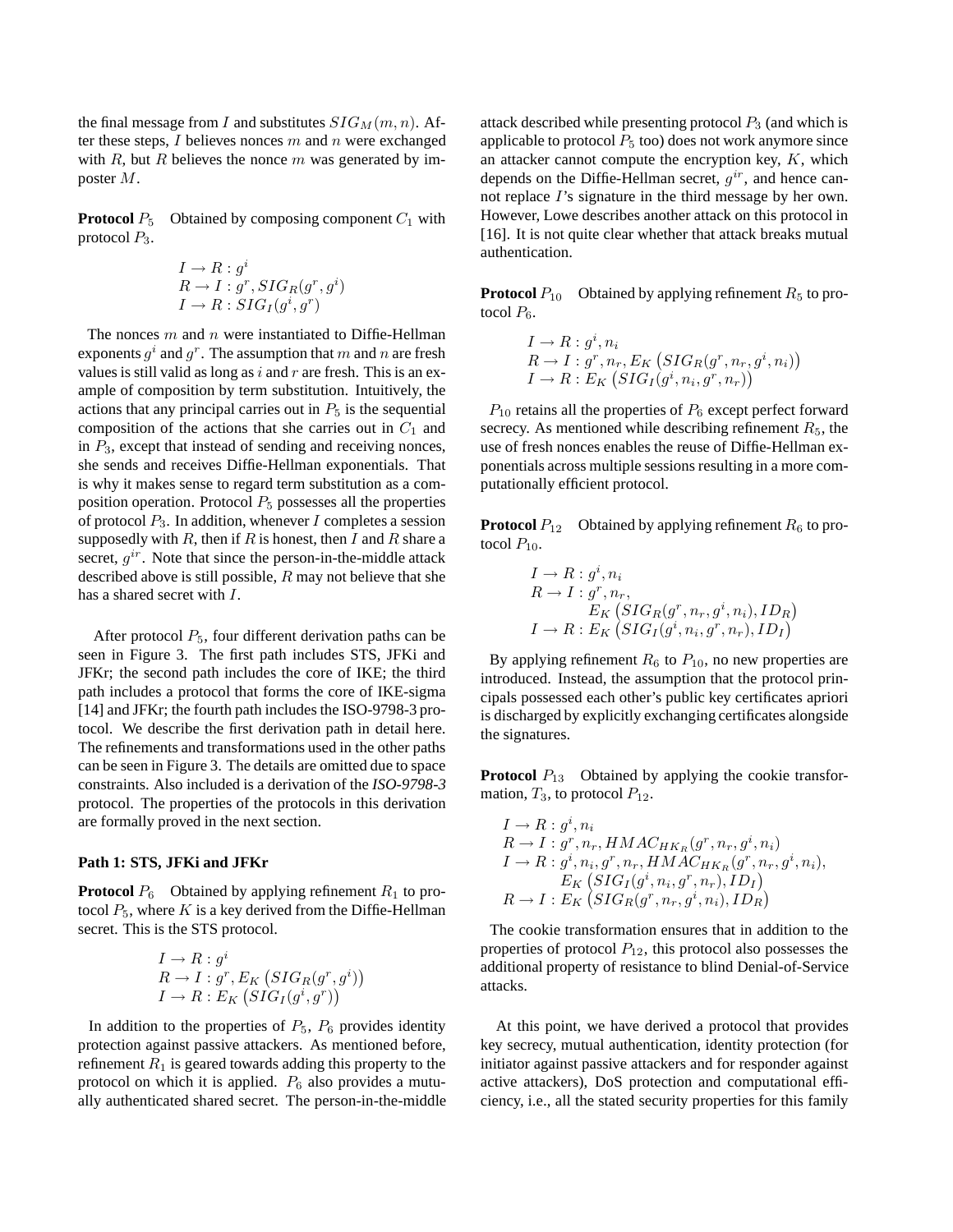the final message from $I$ and substitutes $SIG_M(m, n)$. After these steps, $I$ believes nonces $m$ and $n$ were exchanged with $R$, but $R$ believes the nonce $m$ was generated by imposter $M$.

**Protocol** $P_5$ Obtained by composing component $C_1$ with protocol $P_3$.

$$
\begin{aligned}
& I \rightarrow R : g^i \\
& R \rightarrow I : g^r, SIG_R(g^r, g^i) \\
& I \rightarrow R : SIG_I(g^i, g^r)
\end{aligned}
$$

The nonces $m$ and $n$ were instantiated to Diffie-Hellman exponents $g^i$ and $g^r$. The assumption that $m$ and $n$ are fresh values is still valid as long as $i$ and $r$ are fresh. This is an example of composition by term substitution. Intuitively, the actions that any principal carries out in $P_5$ is the sequential composition of the actions that she carries out in $C_1$ and in $P_3$, except that instead of sending and receiving nonces, she sends and receives Diffie-Hellman exponentials. That is why it makes sense to regard term substitution as a composition operation. Protocol $P_5$ possesses all the properties of protocol $P_3$. In addition, whenever $I$ completes a session supposedly with $R$, then if $R$ is honest, then $I$ and $R$ share a secret, $g^{ir}$. Note that since the person-in-the-middle attack described above is still possible, $R$ may not believe that she has a shared secret with $I$.

After protocol $P_5$, four different derivation paths can be seen in Figure 3. The first path includes STS, JFKi and JFKr; the second path includes the core of IKE; the third path includes a protocol that forms the core of IKE-sigma [14] and JFKr; the fourth path includes the ISO-9798-3 protocol. We describe the first derivation path in detail here. The refinements and transformations used in the other paths can be seen in Figure 3. The details are omitted due to space constraints. Also included is a derivation of the ***ISO-9798-3*** protocol. The properties of the protocols in this derivation are formally proved in the next section.

**Path 1: STS, JFKi and JFKr**

**Protocol** $P_6$ Obtained by applying refinement $R_1$ to protocol $P_5$, where $K$ is a key derived from the Diffie-Hellman secret. This is the STS protocol.

$$
\begin{aligned}
& I \rightarrow R : g^i \\
& R \rightarrow I : g^r, E_K\left(SIG_R(g^r, g^i)\right) \\
& I \rightarrow R : E_K\left(SIG_I(g^i, g^r)\right)
\end{aligned}
$$

In addition to the properties of $P_5$, $P_6$ provides identity protection against passive attackers. As mentioned before, refinement $R_1$ is geared towards adding this property to the protocol on which it is applied. $P_6$ also provides a mutually authenticated shared secret. The person-in-the-middle attack described while presenting protocol $P_3$ (and which is applicable to protocol $P_5$ too) does not work anymore since an attacker cannot compute the encryption key, $K$, which depends on the Diffie-Hellman secret, $g^{ir}$, and hence cannot replace $I$'s signature in the third message by her own. However, Lowe describes another attack on this protocol in [16]. It is not quite clear whether that attack breaks mutual authentication.

**Protocol** $P_{10}$ Obtained by applying refinement $R_5$ to protocol $P_6$.

$$
\begin{aligned}
& I \rightarrow R : g^i, n_i \\
& R \rightarrow I : g^r, n_r, E_K\left(SIG_R(g^r, n_r, g^i, n_i)\right) \\
& I \rightarrow R : E_K\left(SIG_I(g^i, n_i, g^r, n_r)\right)
\end{aligned}
$$

$P_{10}$ retains all the properties of $P_6$ except perfect forward secrecy. As mentioned while describing refinement $R_5$, the use of fresh nonces enables the reuse of Diffie-Hellman exponentials across multiple sessions resulting in a more computationally efficient protocol.

**Protocol** $P_{12}$ Obtained by applying refinement $R_6$ to protocol $P_{10}$.

$$
\begin{aligned}
& I \rightarrow R : g^i, n_i \\
& R \rightarrow I : g^r, n_r, \\
& \qquad E_K\left(SIG_R(g^r, n_r, g^i, n_i), ID_R\right) \\
& I \rightarrow R : E_K\left(SIG_I(g^i, n_i, g^r, n_r), ID_I\right)
\end{aligned}
$$

By applying refinement $R_6$ to $P_{10}$, no new properties are introduced. Instead, the assumption that the protocol principals possessed each other's public key certificates apriori is discharged by explicitly exchanging certificates alongside the signatures.

**Protocol** $P_{13}$ Obtained by applying the cookie transformation, $T_3$, to protocol $P_{12}$.

$$
\begin{aligned}
& I \rightarrow R : g^i, n_i \\
& R \rightarrow I : g^r, n_r, HMAC_{HK_R}(g^r, n_r, g^i, n_i) \\
& I \rightarrow R : g^i, n_i, g^r, n_r, HMAC_{HK_R}(g^r, n_r, g^i, n_i), \\
& \qquad E_K\left(SIG_I(g^i, n_i, g^r, n_r), ID_I\right) \\
& R \rightarrow I : E_K\left(SIG_R(g^r, n_r, g^i, n_i), ID_R\right)
\end{aligned}
$$

The cookie transformation ensures that in addition to the properties of protocol $P_{12}$, this protocol also possesses the additional property of resistance to blind Denial-of-Service attacks.

At this point, we have derived a protocol that provides key secrecy, mutual authentication, identity protection (for initiator against passive attackers and for responder against active attackers), DoS protection and computational efficiency, i.e., all the stated security properties for this family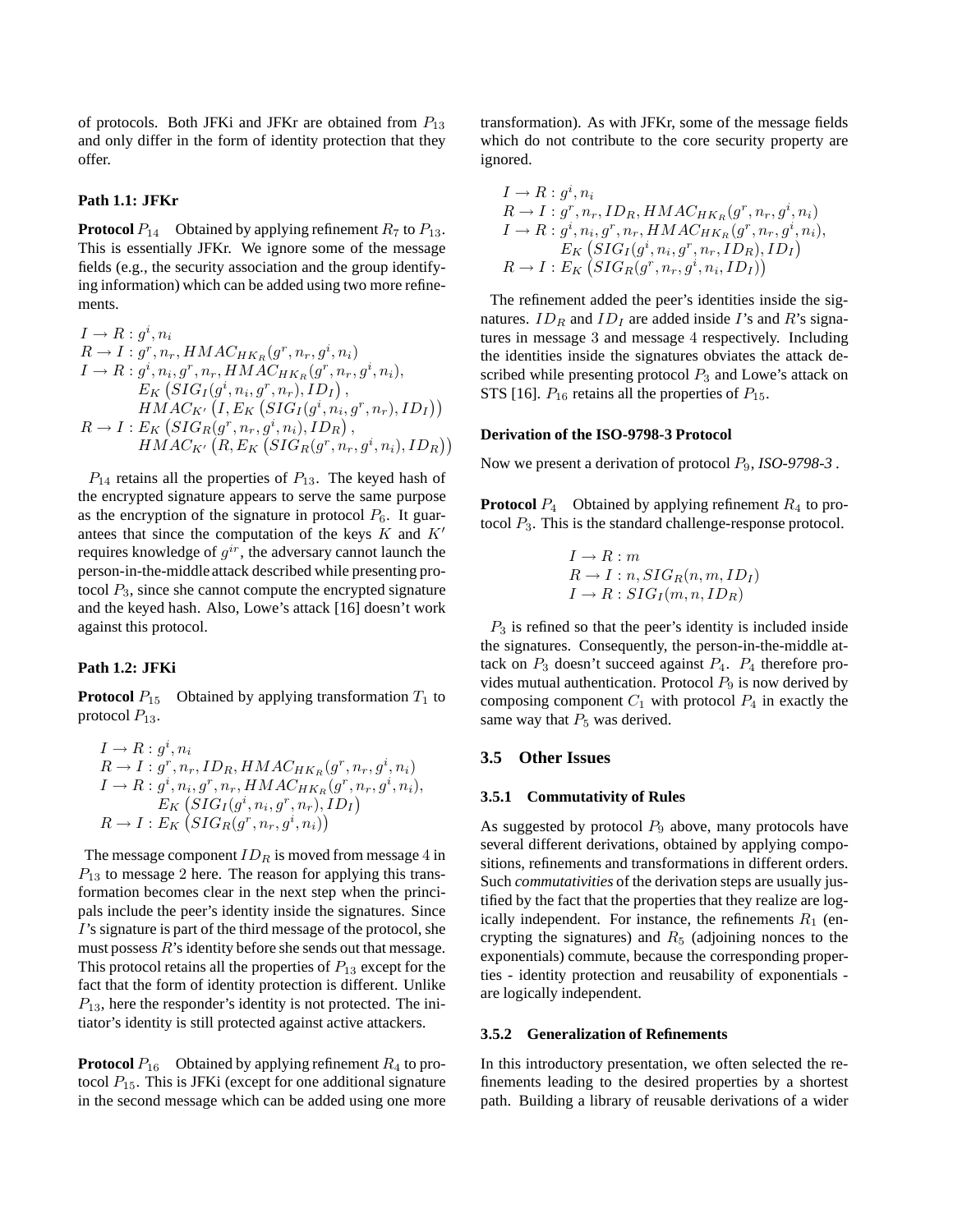of protocols. Both JFKi and JFKr are obtained from $P_{13}$ and only differ in the form of identity protection that they offer.

#### Path 1.1: JFKr

**Protocol** $P_{14}$ Obtained by applying refinement $R_7$ to $P_{13}$. This is essentially JFKr. We ignore some of the message fields (e.g., the security association and the group identifying information) which can be added using two more refinements.

$$
\begin{aligned}
&I \rightarrow R : g^i, n_i \\
&R \rightarrow I : g^r, n_r, HMAC_{HK_R}(g^r, n_r, g^i, n_i) \\
&I \rightarrow R : g^i, n_i, g^r, n_r, HMAC_{HK_R}(g^r, n_r, g^i, n_i), \\
&\qquad E_K\left(SIG_I(g^i, n_i, g^r, n_r), ID_I\right), \\
&\qquad HMAC_{K'}\left(I, E_K\left(SIG_I(g^i, n_i, g^r, n_r), ID_I\right)\right) \\
&R \rightarrow I : E_K\left(SIG_R(g^r, n_r, g^i, n_i), ID_R\right), \\
&\qquad HMAC_{K'}\left(R, E_K\left(SIG_R(g^r, n_r, g^i, n_i), ID_R\right)\right)
\end{aligned}
$$

$P_{14}$ retains all the properties of $P_{13}$. The keyed hash of the encrypted signature appears to serve the same purpose as the encryption of the signature in protocol $P_6$. It guarantees that since the computation of the keys $K$ and $K'$ requires knowledge of $g^{ir}$, the adversary cannot launch the person-in-the-middle attack described while presenting protocol $P_3$, since she cannot compute the encrypted signature and the keyed hash. Also, Lowe's attack [16] doesn't work against this protocol.

#### Path 1.2: JFKi

**Protocol** $P_{15}$ Obtained by applying transformation $T_1$ to protocol $P_{13}$.

$$
\begin{aligned}
&I \rightarrow R : g^i, n_i \\
&R \rightarrow I : g^r, n_r, ID_R, HMAC_{HK_R}(g^r, n_r, g^i, n_i) \\
&I \rightarrow R : g^i, n_i, g^r, n_r, HMAC_{HK_R}(g^r, n_r, g^i, n_i), \\
&\qquad E_K\left(SIG_I(g^i, n_i, g^r, n_r), ID_I\right) \\
&R \rightarrow I : E_K\left(SIG_R(g^r, n_r, g^i, n_i)\right)
\end{aligned}
$$

The message component $ID_R$ is moved from message 4 in $P_{13}$ to message 2 here. The reason for applying this transformation becomes clear in the next step when the principals include the peer's identity inside the signatures. Since $I$'s signature is part of the third message of the protocol, she must possess $R$'s identity before she sends out that message. This protocol retains all the properties of $P_{13}$ except for the fact that the form of identity protection is different. Unlike $P_{13}$, here the responder's identity is not protected. The initiator's identity is still protected against active attackers.

**Protocol** $P_{16}$ Obtained by applying refinement $R_4$ to protocol $P_{15}$. This is JFKi (except for one additional signature in the second message which can be added using one more transformation). As with JFKr, some of the message fields which do not contribute to the core security property are ignored.

$$
\begin{aligned}
&I \rightarrow R : g^i, n_i \\
&R \rightarrow I : g^r, n_r, ID_R, HMAC_{HK_R}(g^r, n_r, g^i, n_i) \\
&I \rightarrow R : g^i, n_i, g^r, n_r, HMAC_{HK_R}(g^r, n_r, g^i, n_i), \\
&\qquad E_K\left(SIG_I(g^i, n_i, g^r, n_r, ID_R), ID_I\right) \\
&R \rightarrow I : E_K\left(SIG_R(g^r, n_r, g^i, n_i, ID_I)\right)
\end{aligned}
$$

The refinement added the peer's identities inside the signatures. $ID_R$ and $ID_I$ are added inside $I$'s and $R$'s signatures in message 3 and message 4 respectively. Including the identities inside the signatures obviates the attack described while presenting protocol $P_3$ and Lowe's attack on STS [16]. $P_{16}$ retains all the properties of $P_{15}$.

#### Derivation of the ISO-9798-3 Protocol

Now we present a derivation of protocol $P_9$, *ISO-9798-3*.

**Protocol** $P_4$ Obtained by applying refinement $R_4$ to protocol $P_3$. This is the standard challenge-response protocol.

$$
\begin{aligned}
&I \rightarrow R : m \\
&R \rightarrow I : n, SIG_R(n, m, ID_I) \\
&I \rightarrow R : SIG_I(m, n, ID_R)
\end{aligned}
$$

$P_3$ is refined so that the peer's identity is included inside the signatures. Consequently, the person-in-the-middle attack on $P_3$ doesn't succeed against $P_4$. $P_4$ therefore provides mutual authentication. Protocol $P_9$ is now derived by composing component $C_1$ with protocol $P_4$ in exactly the same way that $P_5$ was derived.

## 3.5 Other Issues

### 3.5.1 Commutativity of Rules

As suggested by protocol $P_9$ above, many protocols have several different derivations, obtained by applying compositions, refinements and transformations in different orders. Such *commutativities* of the derivation steps are usually justified by the fact that the properties that they realize are logically independent. For instance, the refinements $R_1$ (encrypting the signatures) and $R_5$ (adjoining nonces to the exponentials) commute, because the corresponding properties - identity protection and reusability of exponentials - are logically independent.

### 3.5.2 Generalization of Refinements

In this introductory presentation, we often selected the refinements leading to the desired properties by a shortest path. Building a library of reusable derivations of a wider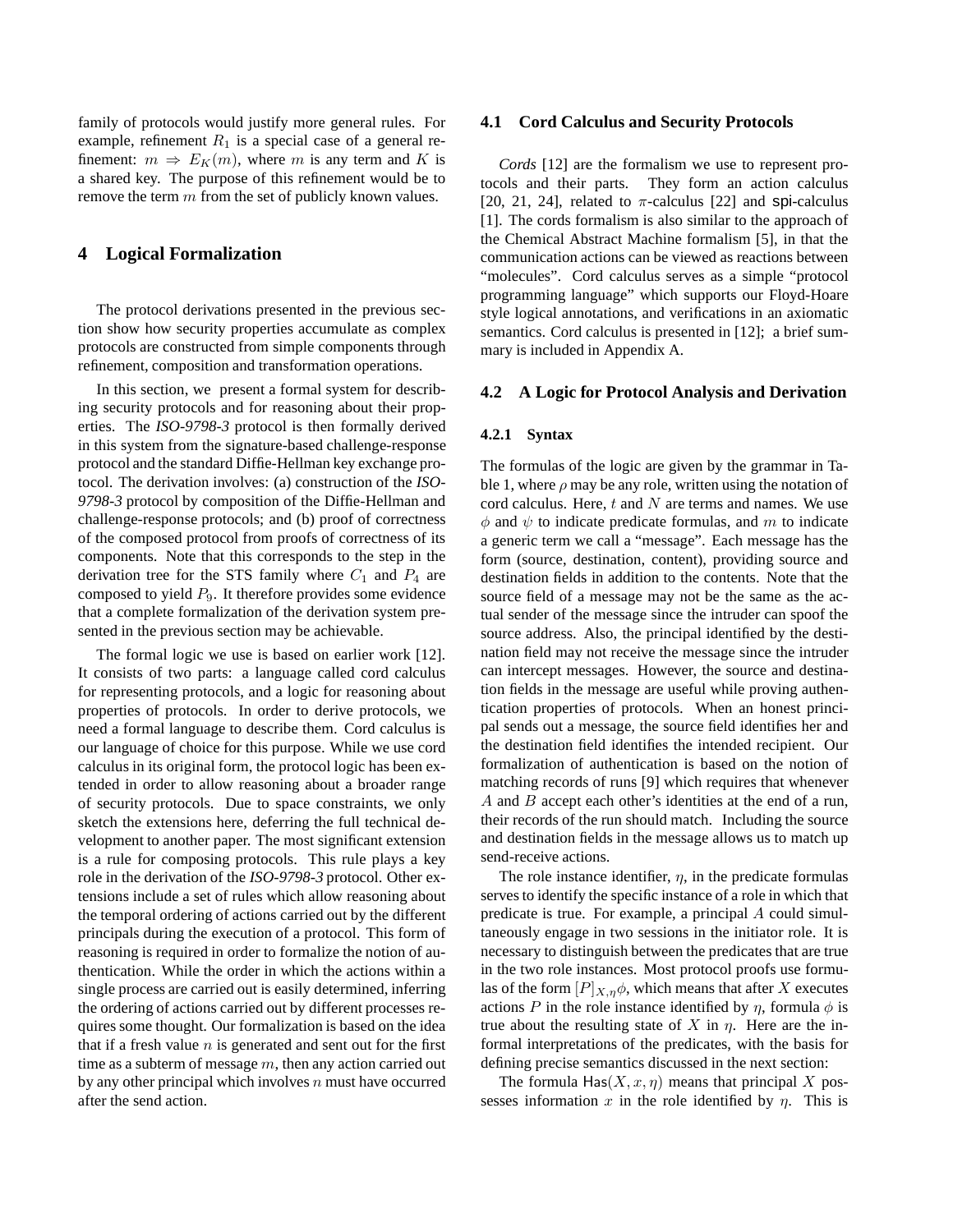family of protocols would justify more general rules. For example, refinement $R_1$ is a special case of a general refinement: $m \Rightarrow E_K(m)$, where $m$ is any term and $K$ is a shared key. The purpose of this refinement would be to remove the term $m$ from the set of publicly known values.

# 4 Logical Formalization

The protocol derivations presented in the previous section show how security properties accumulate as complex protocols are constructed from simple components through refinement, composition and transformation operations.

In this section, we present a formal system for describing security protocols and for reasoning about their properties. The *ISO-9798-3* protocol is then formally derived in this system from the signature-based challenge-response protocol and the standard Diffie-Hellman key exchange protocol. The derivation involves: (a) construction of the *ISO-9798-3* protocol by composition of the Diffie-Hellman and challenge-response protocols; and (b) proof of correctness of the composed protocol from proofs of correctness of its components. Note that this corresponds to the step in the derivation tree for the STS family where $C_1$ and $P_4$ are composed to yield $P_9$. It therefore provides some evidence that a complete formalization of the derivation system presented in the previous section may be achievable.

The formal logic we use is based on earlier work [12]. It consists of two parts: a language called cord calculus for representing protocols, and a logic for reasoning about properties of protocols. In order to derive protocols, we need a formal language to describe them. Cord calculus is our language of choice for this purpose. While we use cord calculus in its original form, the protocol logic has been extended in order to allow reasoning about a broader range of security protocols. Due to space constraints, we only sketch the extensions here, deferring the full technical development to another paper. The most significant extension is a rule for composing protocols. This rule plays a key role in the derivation of the *ISO-9798-3* protocol. Other extensions include a set of rules which allow reasoning about the temporal ordering of actions carried out by the different principals during the execution of a protocol. This form of reasoning is required in order to formalize the notion of authentication. While the order in which the actions within a single process are carried out is easily determined, inferring the ordering of actions carried out by different processes requires some thought. Our formalization is based on the idea that if a fresh value $n$ is generated and sent out for the first time as a subterm of message $m$, then any action carried out by any other principal which involves $n$ must have occurred after the send action.

## 4.1 Cord Calculus and Security Protocols

*Cords* [12] are the formalism we use to represent protocols and their parts. They form an action calculus [20, 21, 24], related to $\pi$-calculus [22] and spi-calculus [1]. The cords formalism is also similar to the approach of the Chemical Abstract Machine formalism [5], in that the communication actions can be viewed as reactions between "molecules". Cord calculus serves as a simple "protocol programming language" which supports our Floyd-Hoare style logical annotations, and verifications in an axiomatic semantics. Cord calculus is presented in [12]; a brief summary is included in Appendix A.

## 4.2 A Logic for Protocol Analysis and Derivation

### 4.2.1 Syntax

The formulas of the logic are given by the grammar in Table 1, where $\rho$ may be any role, written using the notation of cord calculus. Here, $t$ and $N$ are terms and names. We use $\phi$ and $\psi$ to indicate predicate formulas, and $m$ to indicate a generic term we call a "message". Each message has the form (source, destination, content), providing source and destination fields in addition to the contents. Note that the source field of a message may not be the same as the actual sender of the message since the intruder can spoof the source address. Also, the principal identified by the destination field may not receive the message since the intruder can intercept messages. However, the source and destination fields in the message are useful while proving authentication properties of protocols. When an honest principal sends out a message, the source field identifies her and the destination field identifies the intended recipient. Our formalization of authentication is based on the notion of matching records of runs [9] which requires that whenever $A$ and $B$ accept each other's identities at the end of a run, their records of the run should match. Including the source and destination fields in the message allows us to match up send-receive actions.

The role instance identifier, $\eta$, in the predicate formulas serves to identify the specific instance of a role in which that predicate is true. For example, a principal $A$ could simultaneously engage in two sessions in the initiator role. It is necessary to distinguish between the predicates that are true in the two role instances. Most protocol proofs use formulas of the form $[P]_{X,\eta}\phi$, which means that after $X$ executes actions $P$ in the role instance identified by $\eta$, formula $\phi$ is true about the resulting state of $X$ in $\eta$. Here are the informal interpretations of the predicates, with the basis for defining precise semantics discussed in the next section:

The formula $\mathsf{Has}(X, x, \eta)$ means that principal $X$ possesses information $x$ in the role identified by $\eta$. This is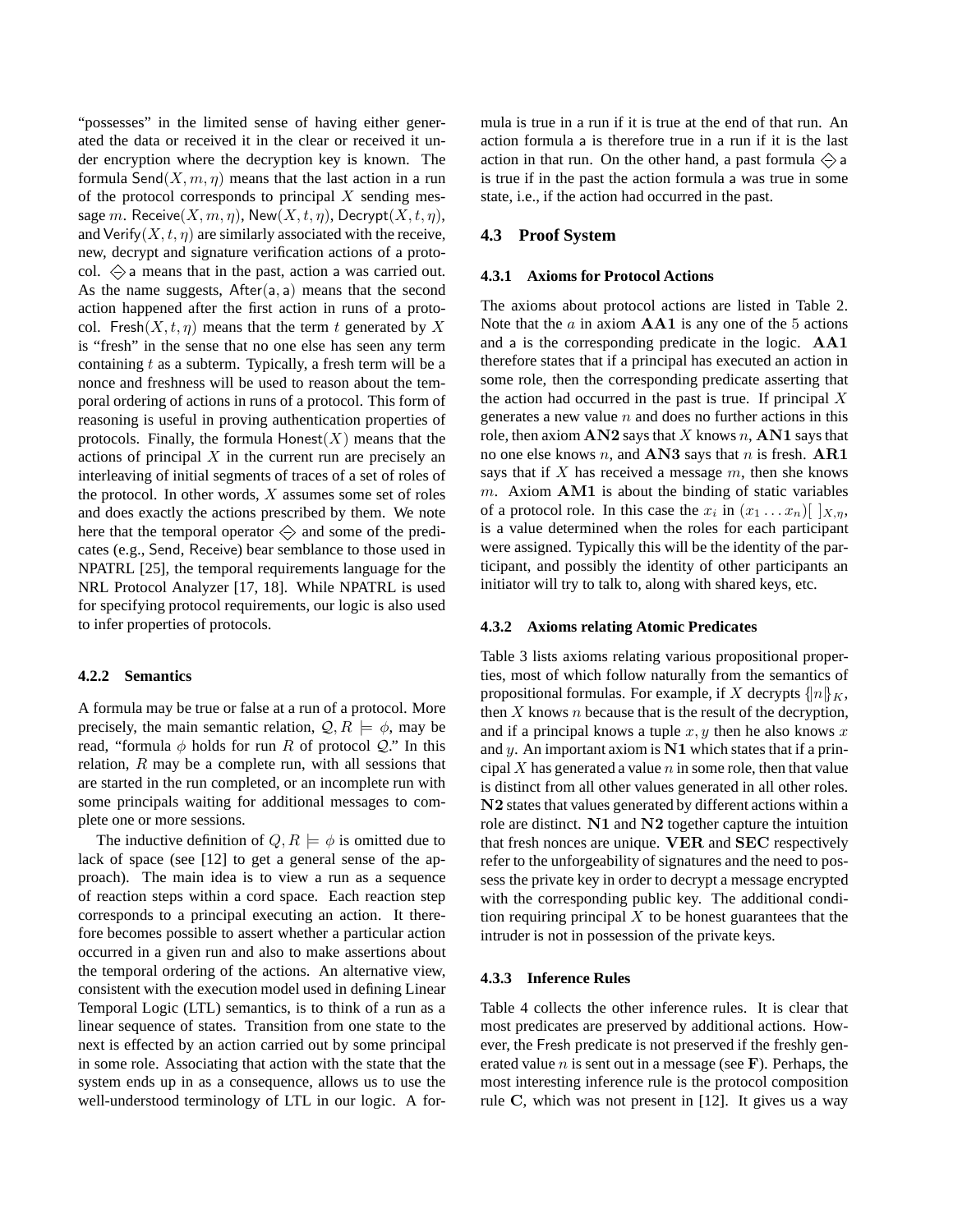"possesses" in the limited sense of having either generated the data or received it in the clear or received it under encryption where the decryption key is known. The formula $\mathsf{Send}(X, m, \eta)$ means that the last action in a run of the protocol corresponds to principal $X$ sending message $m$. $\mathsf{Receive}(X, m, \eta)$, $\mathsf{New}(X, t, \eta)$, $\mathsf{Decrypt}(X, t, \eta)$, and $\mathsf{Verify}(X, t, \eta)$ are similarly associated with the receive, new, decrypt and signature verification actions of a protocol. $\diamondsuit \mathsf{a}$ means that in the past, action $\mathsf{a}$ was carried out. As the name suggests, $\mathsf{After}(\mathsf{a}, \mathsf{a})$ means that the second action happened after the first action in runs of a protocol. $\mathsf{Fresh}(X, t, \eta)$ means that the term $t$ generated by $X$ is "fresh" in the sense that no one else has seen any term containing $t$ as a subterm. Typically, a fresh term will be a nonce and freshness will be used to reason about the temporal ordering of actions in runs of a protocol. This form of reasoning is useful in proving authentication properties of protocols. Finally, the formula $\mathsf{Honest}(X)$ means that the actions of principal $X$ in the current run are precisely an interleaving of initial segments of traces of a set of roles of the protocol. In other words, $X$ assumes some set of roles and does exactly the actions prescribed by them. We note here that the temporal operator $\diamondsuit$ and some of the predicates (e.g., Send, Receive) bear semblance to those used in NPATRL [25], the temporal requirements language for the NRL Protocol Analyzer [17, 18]. While NPATRL is used for specifying protocol requirements, our logic is also used to infer properties of protocols.

#### 4.2.2 Semantics

A formula may be true or false at a run of a protocol. More precisely, the main semantic relation, $\mathcal{Q}, R \models \phi$, may be read, "formula $\phi$ holds for run $R$ of protocol $\mathcal{Q}$." In this relation, $R$ may be a complete run, with all sessions that are started in the run completed, or an incomplete run with some principals waiting for additional messages to complete one or more sessions.

The inductive definition of $Q, R \models \phi$ is omitted due to lack of space (see [12] to get a general sense of the approach). The main idea is to view a run as a sequence of reaction steps within a cord space. Each reaction step corresponds to a principal executing an action. It therefore becomes possible to assert whether a particular action occurred in a given run and also to make assertions about the temporal ordering of the actions. An alternative view, consistent with the execution model used in defining Linear Temporal Logic (LTL) semantics, is to think of a run as a linear sequence of states. Transition from one state to the next is effected by an action carried out by some principal in some role. Associating that action with the state that the system ends up in as a consequence, allows us to use the well-understood terminology of LTL in our logic. A formula is true in a run if it is true at the end of that run. An action formula $\mathsf{a}$ is therefore true in a run if it is the last action in that run. On the other hand, a past formula $\diamondsuit \mathsf{a}$ is true if in the past the action formula $\mathsf{a}$ was true in some state, i.e., if the action had occurred in the past.

### 4.3 Proof System

#### 4.3.1 Axioms for Protocol Actions

The axioms about protocol actions are listed in Table 2. Note that the $a$ in axiom $\mathbf{AA1}$ is any one of the 5 actions and $\mathsf{a}$ is the corresponding predicate in the logic. $\mathbf{AA1}$ therefore states that if a principal has executed an action in some role, then the corresponding predicate asserting that the action had occurred in the past is true. If principal $X$ generates a new value $n$ and does no further actions in this role, then axiom $\mathbf{AN2}$ says that $X$ knows $n$, $\mathbf{AN1}$ says that no one else knows $n$, and $\mathbf{AN3}$ says that $n$ is fresh. $\mathbf{AR1}$ says that if $X$ has received a message $m$, then she knows $m$. Axiom $\mathbf{AM1}$ is about the binding of static variables of a protocol role. In this case the $x_i$ in $(x_1 \ldots x_n)[\ ]_{X,\eta}$, is a value determined when the roles for each participant were assigned. Typically this will be the identity of the participant, and possibly the identity of other participants an initiator will try to talk to, along with shared keys, etc.

#### 4.3.2 Axioms relating Atomic Predicates

Table 3 lists axioms relating various propositional properties, most of which follow naturally from the semantics of propositional formulas. For example, if $X$ decrypts $\{|n|\}_K$, then $X$ knows $n$ because that is the result of the decryption, and if a principal knows a tuple $x, y$ then he also knows $x$ and $y$. An important axiom is $\mathbf{N1}$ which states that if a principal $X$ has generated a value $n$ in some role, then that value is distinct from all other values generated in all other roles. $\mathbf{N2}$ states that values generated by different actions within a role are distinct. $\mathbf{N1}$ and $\mathbf{N2}$ together capture the intuition that fresh nonces are unique. $\mathbf{VER}$ and $\mathbf{SEC}$ respectively refer to the unforgeability of signatures and the need to possess the private key in order to decrypt a message encrypted with the corresponding public key. The additional condition requiring principal $X$ to be honest guarantees that the intruder is not in possession of the private keys.

#### 4.3.3 Inference Rules

Table 4 collects the other inference rules. It is clear that most predicates are preserved by additional actions. However, the Fresh predicate is not preserved if the freshly generated value $n$ is sent out in a message (see $\mathbf{F}$). Perhaps, the most interesting inference rule is the protocol composition rule $\mathbf{C}$, which was not present in [12]. It gives us a way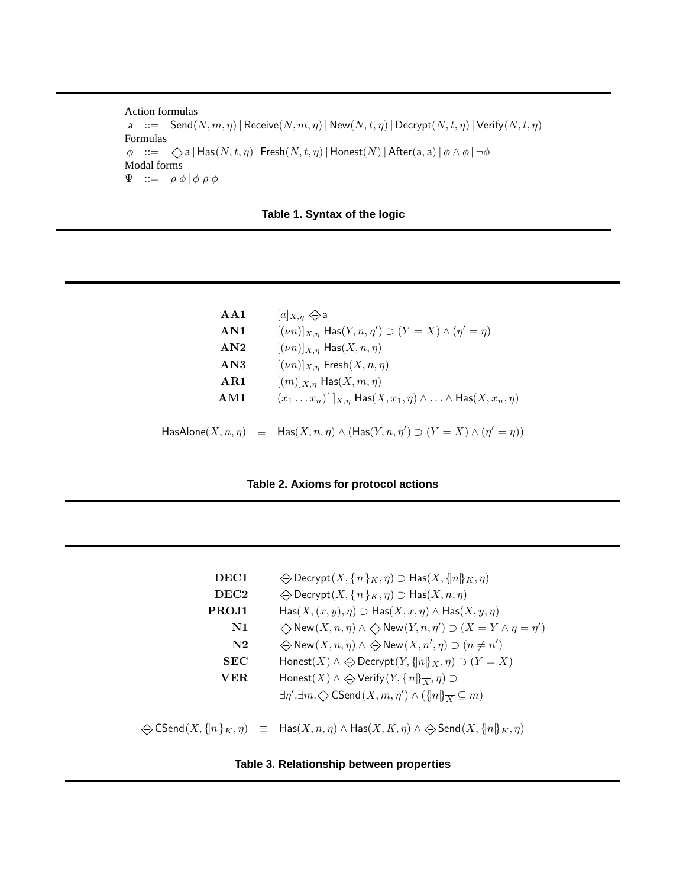Action formulas

$$\mathsf{a} \quad ::= \quad \mathsf{Send}(N, m, \eta) \,|\, \mathsf{Receive}(N, m, \eta) \,|\, \mathsf{New}(N, t, \eta) \,|\, \mathsf{Decrypt}(N, t, \eta) \,|\, \mathsf{Verify}(N, t, \eta)$$

Formulas

$$\phi \quad ::= \quad \Diamond\mathsf{a} \,|\, \mathsf{Has}(N, t, \eta) \,|\, \mathsf{Fresh}(N, t, \eta) \,|\, \mathsf{Honest}(N) \,|\, \mathsf{After}(\mathsf{a}, \mathsf{a}) \,|\, \phi \wedge \phi \,|\, \neg\phi$$

Modal forms

$$\Psi \quad ::= \quad \rho\, \phi \,|\, \phi\, \rho\, \phi$$

**Table 1. Syntax of the logic**

| | |
|---|---|
| **AA1** | $[a]_{X,\eta} \Diamond \mathsf{a}$ |
| **AN1** | $[(\nu n)]_{X,\eta}\ \mathsf{Has}(Y, n, \eta') \supset (Y = X) \wedge (\eta' = \eta)$ |
| **AN2** | $[(\nu n)]_{X,\eta}\ \mathsf{Has}(X, n, \eta)$ |
| **AN3** | $[(\nu n)]_{X,\eta}\ \mathsf{Fresh}(X, n, \eta)$ |
| **AR1** | $[(m)]_{X,\eta}\ \mathsf{Has}(X, m, \eta)$ |
| **AM1** | $(x_1 \ldots x_n)[\,]_{X,\eta}\ \mathsf{Has}(X, x_1, \eta) \wedge \ldots \wedge \mathsf{Has}(X, x_n, \eta)$ |

$$\mathsf{HasAlone}(X, n, \eta) \quad \equiv \quad \mathsf{Has}(X, n, \eta) \wedge (\mathsf{Has}(Y, n, \eta') \supset (Y = X) \wedge (\eta' = \eta))$$

**Table 2. Axioms for protocol actions**

| | |
|---|---|
| **DEC1** | $\Diamond \mathsf{Decrypt}(X, \{\|n\|\}_K, \eta) \supset \mathsf{Has}(X, \{\|n\|\}_K, \eta)$ |
| **DEC2** | $\Diamond \mathsf{Decrypt}(X, \{\|n\|\}_K, \eta) \supset \mathsf{Has}(X, n, \eta)$ |
| **PROJ1** | $\mathsf{Has}(X, (x, y), \eta) \supset \mathsf{Has}(X, x, \eta) \wedge \mathsf{Has}(X, y, \eta)$ |
| **N1** | $\Diamond \mathsf{New}(X, n, \eta) \wedge \Diamond \mathsf{New}(Y, n, \eta') \supset (X = Y \wedge \eta = \eta')$ |
| **N2** | $\Diamond \mathsf{New}(X, n, \eta) \wedge \Diamond \mathsf{New}(X, n', \eta) \supset (n \neq n')$ |
| **SEC** | $\mathsf{Honest}(X) \wedge \Diamond \mathsf{Decrypt}(Y, \{\|n\|\}_X, \eta) \supset (Y = X)$ |
| **VER** | $\mathsf{Honest}(X) \wedge \Diamond \mathsf{Verify}(Y, \{\|n\|\}_{\overline{X}}, \eta) \supset$ $\exists \eta'. \exists m. \Diamond \mathsf{CSend}(X, m, \eta') \wedge (\{\|n\|\}_{\overline{X}} \subseteq m)$ |

$$\Diamond \mathsf{CSend}(X, \{\|n\|\}_K, \eta) \quad \equiv \quad \mathsf{Has}(X, n, \eta) \wedge \mathsf{Has}(X, K, \eta) \wedge \Diamond \mathsf{Send}(X, \{\|n\|\}_K, \eta)$$

**Table 3. Relationship between properties**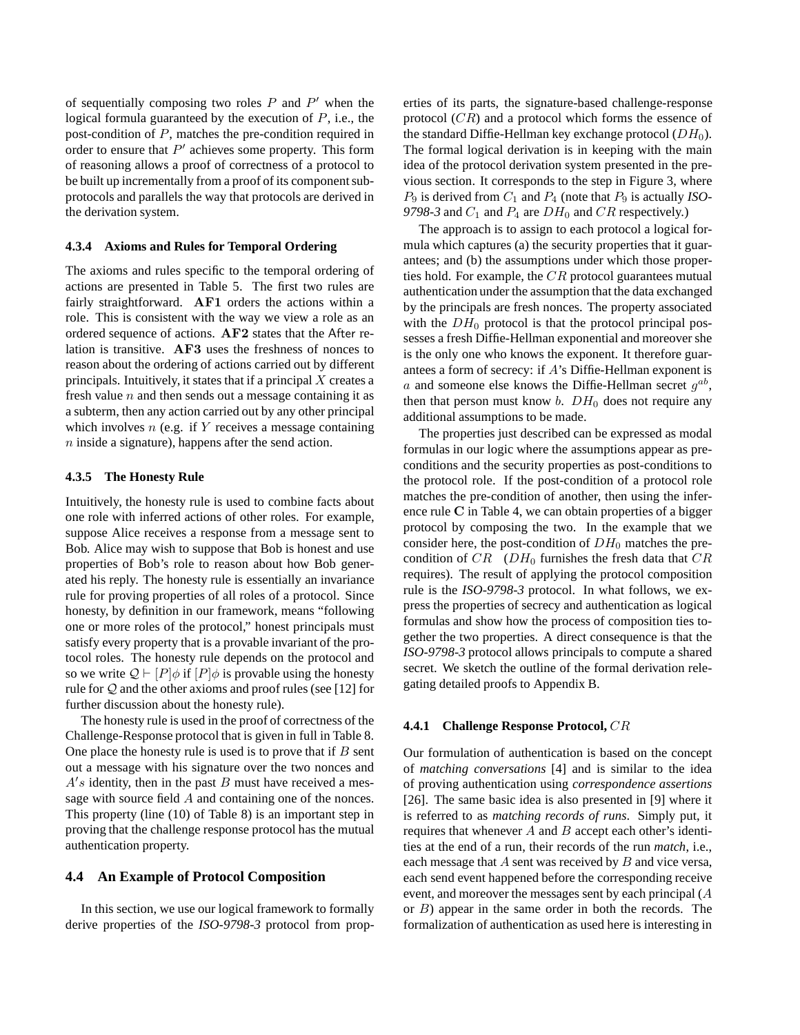of sequentially composing two roles $P$ and $P'$ when the logical formula guaranteed by the execution of $P$, i.e., the post-condition of $P$, matches the pre-condition required in order to ensure that $P'$ achieves some property. This form of reasoning allows a proof of correctness of a protocol to be built up incrementally from a proof of its component sub-protocols and parallels the way that protocols are derived in the derivation system.

#### 4.3.4 Axioms and Rules for Temporal Ordering

The axioms and rules specific to the temporal ordering of actions are presented in Table 5. The first two rules are fairly straightforward. **AF1** orders the actions within a role. This is consistent with the way we view a role as an ordered sequence of actions. **AF2** states that the $\mathsf{After}$ relation is transitive. **AF3** uses the freshness of nonces to reason about the ordering of actions carried out by different principals. Intuitively, it states that if a principal $X$ creates a fresh value $n$ and then sends out a message containing it as a subterm, then any action carried out by any other principal which involves $n$ (e.g. if $Y$ receives a message containing $n$ inside a signature), happens after the send action.

#### 4.3.5 The Honesty Rule

Intuitively, the honesty rule is used to combine facts about one role with inferred actions of other roles. For example, suppose Alice receives a response from a message sent to Bob. Alice may wish to suppose that Bob is honest and use properties of Bob's role to reason about how Bob generated his reply. The honesty rule is essentially an invariance rule for proving properties of all roles of a protocol. Since honesty, by definition in our framework, means "following one or more roles of the protocol," honest principals must satisfy every property that is a provable invariant of the protocol roles. The honesty rule depends on the protocol and so we write $\mathcal{Q} \vdash [P]\phi$ if $[P]\phi$ is provable using the honesty rule for $\mathcal{Q}$ and the other axioms and proof rules (see [12] for further discussion about the honesty rule).

The honesty rule is used in the proof of correctness of the Challenge-Response protocol that is given in full in Table 8. One place the honesty rule is used is to prove that if $B$ sent out a message with his signature over the two nonces and $A's$ identity, then in the past $B$ must have received a message with source field $A$ and containing one of the nonces. This property (line (10) of Table 8) is an important step in proving that the challenge response protocol has the mutual authentication property.

### 4.4 An Example of Protocol Composition

In this section, we use our logical framework to formally derive properties of the *ISO-9798-3* protocol from properties of its parts, the signature-based challenge-response protocol ($CR$) and a protocol which forms the essence of the standard Diffie-Hellman key exchange protocol ($DH_0$). The formal logical derivation is in keeping with the main idea of the protocol derivation system presented in the previous section. It corresponds to the step in Figure 3, where $P_9$ is derived from $C_1$ and $P_4$ (note that $P_9$ is actually *ISO-9798-3* and $C_1$ and $P_4$ are $DH_0$ and $CR$ respectively.)

The approach is to assign to each protocol a logical formula which captures (a) the security properties that it guarantees; and (b) the assumptions under which those properties hold. For example, the $CR$ protocol guarantees mutual authentication under the assumption that the data exchanged by the principals are fresh nonces. The property associated with the $DH_0$ protocol is that the protocol principal possesses a fresh Diffie-Hellman exponential and moreover she is the only one who knows the exponent. It therefore guarantees a form of secrecy: if $A$'s Diffie-Hellman exponent is $a$ and someone else knows the Diffie-Hellman secret $g^{ab}$, then that person must know $b$. $DH_0$ does not require any additional assumptions to be made.

The properties just described can be expressed as modal formulas in our logic where the assumptions appear as preconditions and the security properties as post-conditions to the protocol role. If the post-condition of a protocol role matches the pre-condition of another, then using the inference rule **C** in Table 4, we can obtain properties of a bigger protocol by composing the two. In the example that we consider here, the post-condition of $DH_0$ matches the precondition of $CR$ ($DH_0$ furnishes the fresh data that $CR$ requires). The result of applying the protocol composition rule is the *ISO-9798-3* protocol. In what follows, we express the properties of secrecy and authentication as logical formulas and show how the process of composition ties together the two properties. A direct consequence is that the *ISO-9798-3* protocol allows principals to compute a shared secret. We sketch the outline of the formal derivation relegating detailed proofs to Appendix B.

#### 4.4.1 Challenge Response Protocol, $CR$

Our formulation of authentication is based on the concept of *matching conversations* [4] and is similar to the idea of proving authentication using *correspondence assertions* [26]. The same basic idea is also presented in [9] where it is referred to as *matching records of runs*. Simply put, it requires that whenever $A$ and $B$ accept each other's identities at the end of a run, their records of the run *match*, i.e., each message that $A$ sent was received by $B$ and vice versa, each send event happened before the corresponding receive event, and moreover the messages sent by each principal ($A$ or $B$) appear in the same order in both the records. The formalization of authentication as used here is interesting in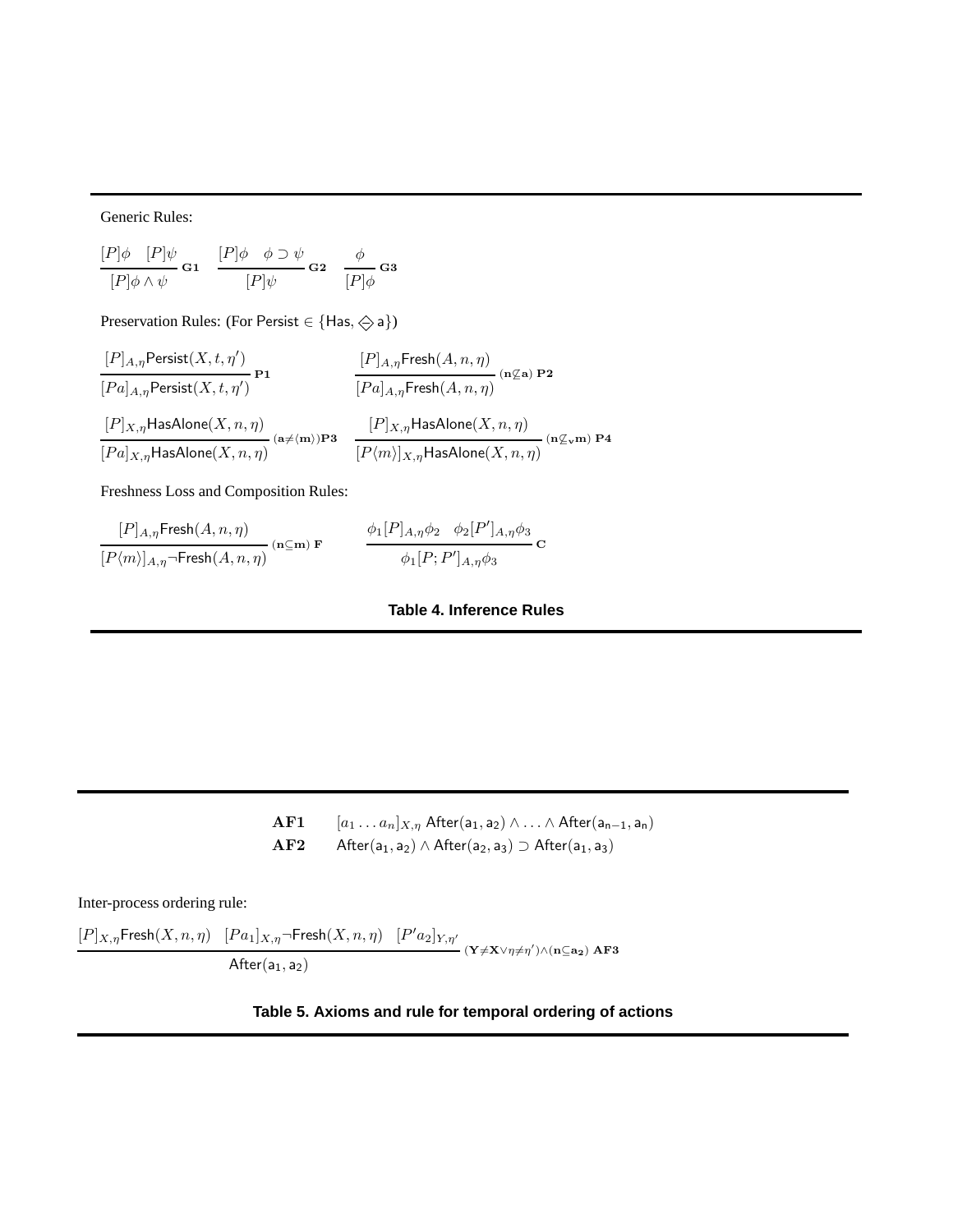Generic Rules:

$$\frac{[P]\phi \quad [P]\psi}{[P]\phi \wedge \psi}\ \mathbf{G1} \qquad \frac{[P]\phi \quad \phi \supset \psi}{[P]\psi}\ \mathbf{G2} \qquad \frac{\phi}{[P]\phi}\ \mathbf{G3}$$

Preservation Rules: (For Persist $\in \{\mathsf{Has}, \diamondsuit\, \mathsf{a}\}$)

$$\frac{[P]_{A,\eta}\mathsf{Persist}(X,t,\eta')}{[Pa]_{A,\eta}\mathsf{Persist}(X,t,\eta')}\ \mathbf{P1} \qquad \frac{[P]_{A,\eta}\mathsf{Fresh}(A,n,\eta)}{[Pa]_{A,\eta}\mathsf{Fresh}(A,n,\eta)}\ (\mathbf{n} \not\subseteq \mathbf{a})\ \mathbf{P2}$$

$$\frac{[P]_{X,\eta}\mathsf{HasAlone}(X,n,\eta)}{[Pa]_{X,\eta}\mathsf{HasAlone}(X,n,\eta)}\ (\mathbf{a} \neq \langle \mathbf{m} \rangle)\mathbf{P3} \qquad \frac{[P]_{X,\eta}\mathsf{HasAlone}(X,n,\eta)}{[P\langle m \rangle]_{X,\eta}\mathsf{HasAlone}(X,n,\eta)}\ (\mathbf{n} \not\subseteq_{\mathbf{v}} \mathbf{m})\ \mathbf{P4}$$

Freshness Loss and Composition Rules:

$$\frac{[P]_{A,\eta}\mathsf{Fresh}(A,n,\eta)}{[P\langle m \rangle]_{A,\eta}\neg\mathsf{Fresh}(A,n,\eta)}\ (\mathbf{n} \subseteq \mathbf{m})\ \mathbf{F} \qquad \frac{\phi_1[P]_{A,\eta}\phi_2 \quad \phi_2[P']_{A,\eta}\phi_3}{\phi_1[P;P']_{A,\eta}\phi_3}\ \mathbf{C}$$

**Table 4. Inference Rules**

$\mathbf{AF1}$ $\quad [a_1 \ldots a_n]_{X,\eta}\ \mathsf{After}(\mathsf{a_1},\mathsf{a_2}) \wedge \ldots \wedge \mathsf{After}(\mathsf{a_{n-1}},\mathsf{a_n})$

$\mathbf{AF2}$ $\quad \mathsf{After}(\mathsf{a_1},\mathsf{a_2}) \wedge \mathsf{After}(\mathsf{a_2},\mathsf{a_3}) \supset \mathsf{After}(\mathsf{a_1},\mathsf{a_3})$

Inter-process ordering rule:

$$\frac{[P]_{X,\eta}\mathsf{Fresh}(X,n,\eta) \quad [Pa_1]_{X,\eta}\neg\mathsf{Fresh}(X,n,\eta) \quad [P'a_2]_{Y,\eta'}}{\mathsf{After}(\mathsf{a_1},\mathsf{a_2})}\ (\mathbf{Y} \neq \mathbf{X} \vee \eta \neq \eta') \wedge (\mathbf{n} \subseteq \mathbf{a_2})\ \mathbf{AF3}$$

**Table 5. Axioms and rule for temporal ordering of actions**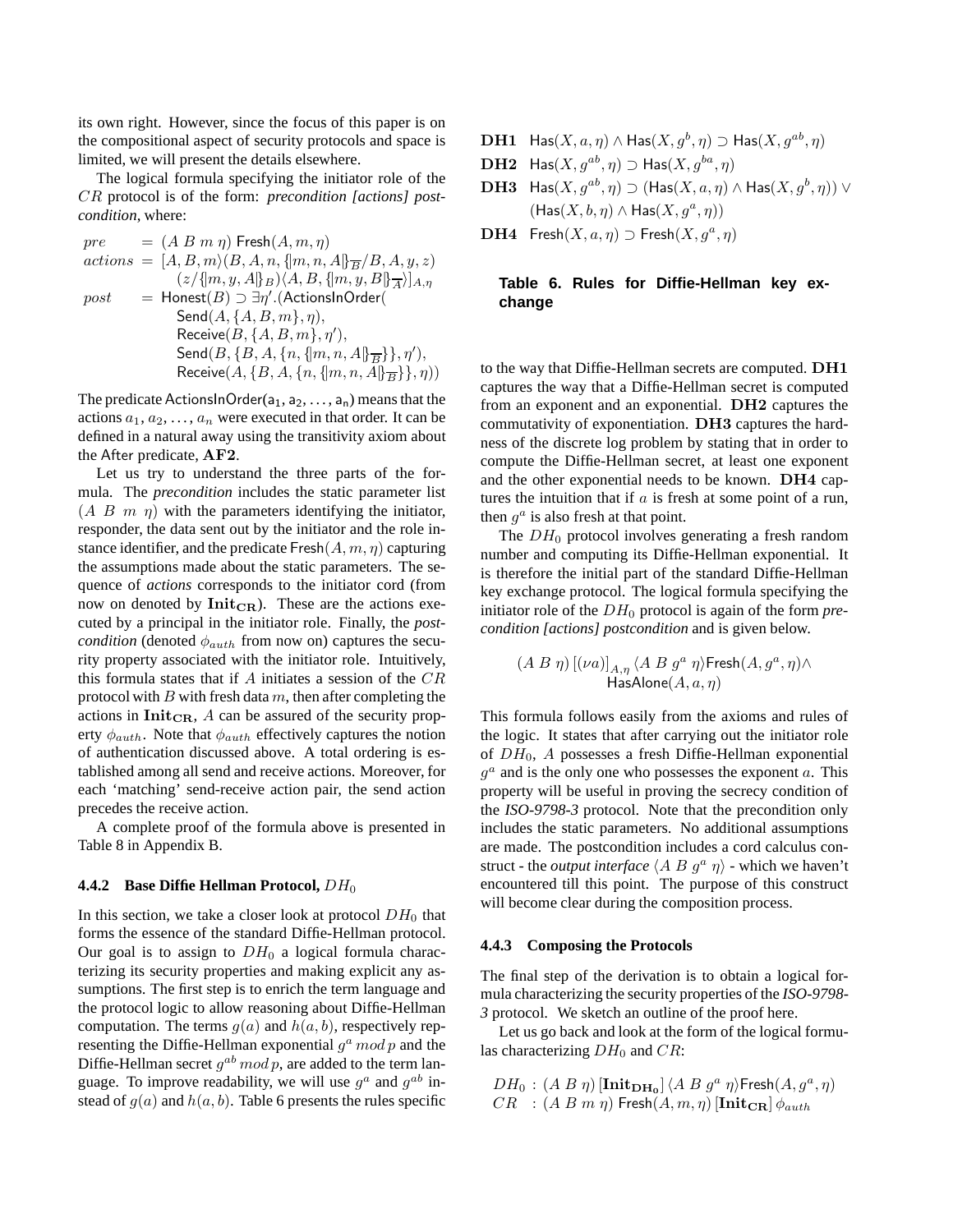its own right. However, since the focus of this paper is on the compositional aspect of security protocols and space is limited, we will present the details elsewhere.

The logical formula specifying the initiator role of the $CR$ protocol is of the form: *precondition [actions] postcondition*, where:

$$
\begin{array}{lll}
pre & = & (A\ B\ m\ \eta)\ \mathsf{Fresh}(A, m, \eta) \\
actions & = & [A, B, m\rangle(B, A, n, \{\!|m, n, A|\!\}_{\overline{B}}/B, A, y, z) \\
& & (z/\{\!|m, y, A|\!\}_B)\langle A, B, \{\!|m, y, B|\!\}_{\overline{A}}\rangle]_{A,\eta} \\
post & = & \mathsf{Honest}(B) \supset \exists\eta'.(\mathsf{ActionsInOrder}( \\
& & \mathsf{Send}(A, \{A, B, m\}, \eta), \\
& & \mathsf{Receive}(B, \{A, B, m\}, \eta'), \\
& & \mathsf{Send}(B, \{B, A, \{n, \{\!|m, n, A|\!\}_{\overline{B}}\}\}, \eta'), \\
& & \mathsf{Receive}(A, \{B, A, \{n, \{\!|m, n, A|\!\}_{\overline{B}}\}\}, \eta))
\end{array}
$$

The predicate $\mathsf{ActionsInOrder}(\mathsf{a_1}, \mathsf{a_2}, \ldots, \mathsf{a_n})$ means that the actions $a_1, a_2, \ldots, a_n$ were executed in that order. It can be defined in a natural away using the transitivity axiom about the After predicate, **AF2**.

Let us try to understand the three parts of the formula. The *precondition* includes the static parameter list $(A\ B\ m\ \eta)$ with the parameters identifying the initiator, responder, the data sent out by the initiator and the role instance identifier, and the predicate $\mathsf{Fresh}(A, m, \eta)$ capturing the assumptions made about the static parameters. The sequence of *actions* corresponds to the initiator cord (from now on denoted by $\mathbf{Init_{CR}}$). These are the actions executed by a principal in the initiator role. Finally, the *postcondition* (denoted $\phi_{auth}$ from now on) captures the security property associated with the initiator role. Intuitively, this formula states that if $A$ initiates a session of the $CR$ protocol with $B$ with fresh data $m$, then after completing the actions in $\mathbf{Init_{CR}}$, $A$ can be assured of the security property $\phi_{auth}$. Note that $\phi_{auth}$ effectively captures the notion of authentication discussed above. A total ordering is established among all send and receive actions. Moreover, for each 'matching' send-receive action pair, the send action precedes the receive action.

A complete proof of the formula above is presented in Table 8 in Appendix B.

#### 4.4.2 Base Diffie Hellman Protocol, $DH_0$

In this section, we take a closer look at protocol $DH_0$ that forms the essence of the standard Diffie-Hellman protocol. Our goal is to assign to $DH_0$ a logical formula characterizing its security properties and making explicit any assumptions. The first step is to enrich the term language and the protocol logic to allow reasoning about Diffie-Hellman computation. The terms $g(a)$ and $h(a, b)$, respectively representing the Diffie-Hellman exponential $g^a \bmod p$ and the Diffie-Hellman secret $g^{ab} \bmod p$, are added to the term language. To improve readability, we will use $g^a$ and $g^{ab}$ instead of $g(a)$ and $h(a, b)$. Table 6 presents the rules specific

**DH1** $\mathsf{Has}(X, a, \eta) \wedge \mathsf{Has}(X, g^b, \eta) \supset \mathsf{Has}(X, g^{ab}, \eta)$

**DH2** $\mathsf{Has}(X, g^{ab}, \eta) \supset \mathsf{Has}(X, g^{ba}, \eta)$

**DH3** $\mathsf{Has}(X, g^{ab}, \eta) \supset (\mathsf{Has}(X, a, \eta) \wedge \mathsf{Has}(X, g^b, \eta)) \vee (\mathsf{Has}(X, b, \eta) \wedge \mathsf{Has}(X, g^a, \eta))$

**DH4** $\mathsf{Fresh}(X, a, \eta) \supset \mathsf{Fresh}(X, g^a, \eta)$

**Table 6. Rules for Diffie-Hellman key exchange**

to the way that Diffie-Hellman secrets are computed. **DH1** captures the way that a Diffie-Hellman secret is computed from an exponent and an exponential. **DH2** captures the commutativity of exponentiation. **DH3** captures the hardness of the discrete log problem by stating that in order to compute the Diffie-Hellman secret, at least one exponent and the other exponential needs to be known. **DH4** captures the intuition that if $a$ is fresh at some point of a run, then $g^a$ is also fresh at that point.

The $DH_0$ protocol involves generating a fresh random number and computing its Diffie-Hellman exponential. It is therefore the initial part of the standard Diffie-Hellman key exchange protocol. The logical formula specifying the initiator role of the $DH_0$ protocol is again of the form *precondition [actions] postcondition* and is given below.

$$
(A\ B\ \eta)\,[(\nu a)]_{A,\eta}\,\langle A\ B\ g^a\ \eta\rangle \mathsf{Fresh}(A, g^a, \eta) \wedge \mathsf{HasAlone}(A, a, \eta)
$$

This formula follows easily from the axioms and rules of the logic. It states that after carrying out the initiator role of $DH_0$, $A$ possesses a fresh Diffie-Hellman exponential $g^a$ and is the only one who possesses the exponent $a$. This property will be useful in proving the secrecy condition of the *ISO-9798-3* protocol. Note that the precondition only includes the static parameters. No additional assumptions are made. The postcondition includes a cord calculus construct - the *output interface* $\langle A\ B\ g^a\ \eta\rangle$ - which we haven't encountered till this point. The purpose of this construct will become clear during the composition process.

#### 4.4.3 Composing the Protocols

The final step of the derivation is to obtain a logical formula characterizing the security properties of the *ISO-9798-3* protocol. We sketch an outline of the proof here.

Let us go back and look at the form of the logical formulas characterizing $DH_0$ and $CR$:

$$
\begin{array}{ll}
DH_0 & : (A\ B\ \eta)\,[\mathbf{Init_{DH_0}}]\,\langle A\ B\ g^a\ \eta\rangle \mathsf{Fresh}(A, g^a, \eta) \\
CR & : (A\ B\ m\ \eta)\ \mathsf{Fresh}(A, m, \eta)\,[\mathbf{Init_{CR}}]\,\phi_{auth}
\end{array}
$$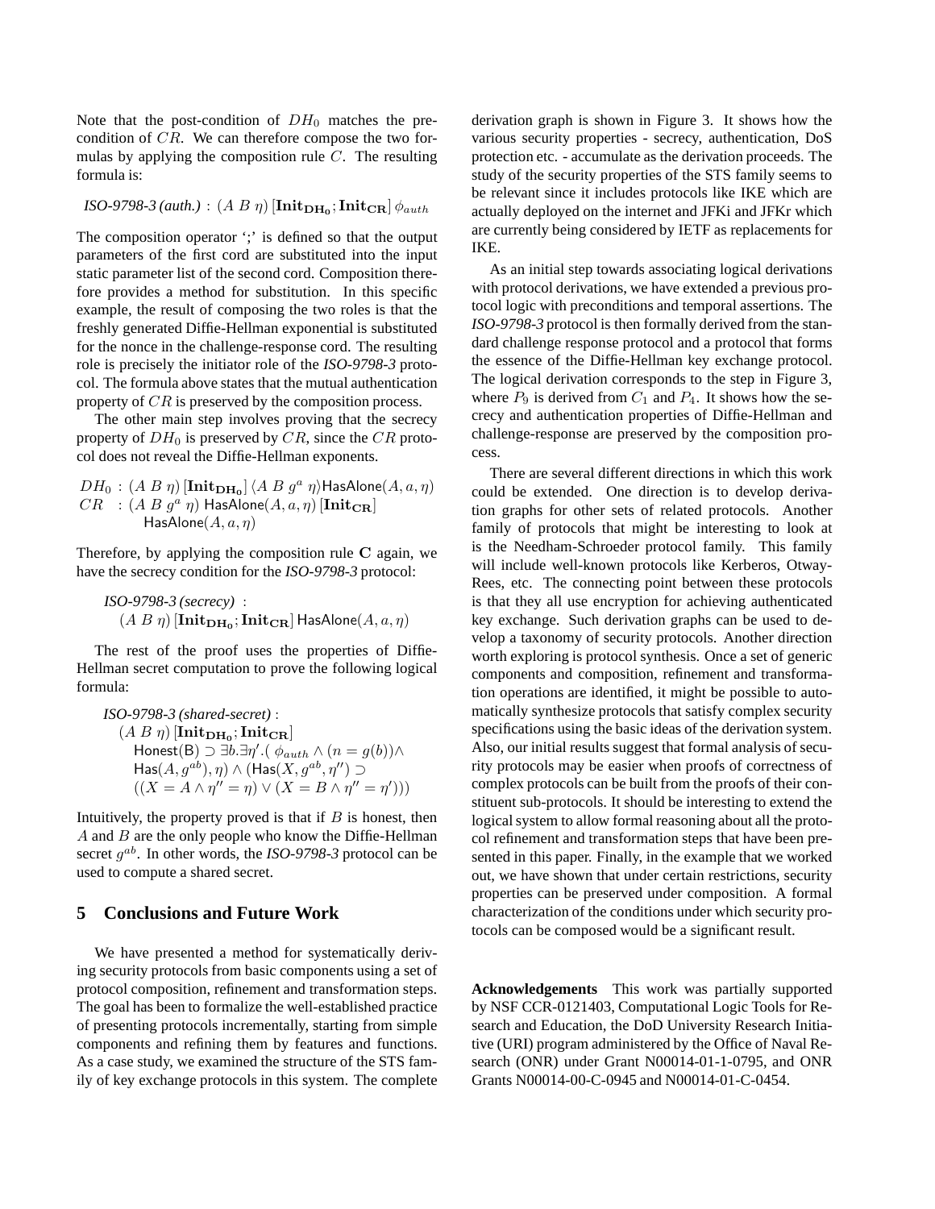Note that the post-condition of $DH_0$ matches the pre-condition of $CR$. We can therefore compose the two formulas by applying the composition rule $C$. The resulting formula is:

$$\textit{ISO-9798-3 (auth.)} : (A\ B\ \eta)\,[\mathbf{Init_{DH_0}}; \mathbf{Init_{CR}}]\,\phi_{auth}$$

The composition operator ';' is defined so that the output parameters of the first cord are substituted into the input static parameter list of the second cord. Composition therefore provides a method for substitution. In this specific example, the result of composing the two roles is that the freshly generated Diffie-Hellman exponential is substituted for the nonce in the challenge-response cord. The resulting role is precisely the initiator role of the ***ISO-9798-3*** protocol. The formula above states that the mutual authentication property of $CR$ is preserved by the composition process.

The other main step involves proving that the secrecy property of $DH_0$ is preserved by $CR$, since the $CR$ protocol does not reveal the Diffie-Hellman exponents.

$$\begin{aligned} DH_0 &: (A\ B\ \eta)\,[\mathbf{Init_{DH_0}}]\,\langle A\ B\ g^a\ \eta\rangle \mathsf{HasAlone}(A, a, \eta) \\ CR &: (A\ B\ g^a\ \eta)\ \mathsf{HasAlone}(A, a, \eta)\,[\mathbf{Init_{CR}}] \\ &\quad\ \mathsf{HasAlone}(A, a, \eta) \end{aligned}$$

Therefore, by applying the composition rule $\mathbf{C}$ again, we have the secrecy condition for the ***ISO-9798-3*** protocol:

$$\begin{aligned} &\textit{ISO-9798-3 (secrecy)} : \\ &\quad (A\ B\ \eta)\,[\mathbf{Init_{DH_0}}; \mathbf{Init_{CR}}]\,\mathsf{HasAlone}(A, a, \eta) \end{aligned}$$

The rest of the proof uses the properties of Diffie-Hellman secret computation to prove the following logical formula:

$$\begin{aligned} &\textit{ISO-9798-3 (shared-secret)} : \\ &\quad (A\ B\ \eta)\,[\mathbf{Init_{DH_0}}; \mathbf{Init_{CR}}] \\ &\quad\quad \mathsf{Honest}(\mathsf{B}) \supset \exists b.\exists \eta'.(\ \phi_{auth} \wedge (n = g(b)) \wedge \\ &\quad\quad \mathsf{Has}(A, g^{ab}), \eta) \wedge (\mathsf{Has}(X, g^{ab}, \eta'') \supset \\ &\quad\quad ((X = A \wedge \eta'' = \eta) \vee (X = B \wedge \eta'' = \eta'))) \end{aligned}$$

Intuitively, the property proved is that if $B$ is honest, then $A$ and $B$ are the only people who know the Diffie-Hellman secret $g^{ab}$. In other words, the ***ISO-9798-3*** protocol can be used to compute a shared secret.

## 5 Conclusions and Future Work

We have presented a method for systematically deriving security protocols from basic components using a set of protocol composition, refinement and transformation steps. The goal has been to formalize the well-established practice of presenting protocols incrementally, starting from simple components and refining them by features and functions. As a case study, we examined the structure of the STS family of key exchange protocols in this system. The complete derivation graph is shown in Figure 3. It shows how the various security properties - secrecy, authentication, DoS protection etc. - accumulate as the derivation proceeds. The study of the security properties of the STS family seems to be relevant since it includes protocols like IKE which are actually deployed on the internet and JFKi and JFKr which are currently being considered by IETF as replacements for IKE.

As an initial step towards associating logical derivations with protocol derivations, we have extended a previous protocol logic with preconditions and temporal assertions. The ***ISO-9798-3*** protocol is then formally derived from the standard challenge response protocol and a protocol that forms the essence of the Diffie-Hellman key exchange protocol. The logical derivation corresponds to the step in Figure 3, where $P_9$ is derived from $C_1$ and $P_4$. It shows how the secrecy and authentication properties of Diffie-Hellman and challenge-response are preserved by the composition process.

There are several different directions in which this work could be extended. One direction is to develop derivation graphs for other sets of related protocols. Another family of protocols that might be interesting to look at is the Needham-Schroeder protocol family. This family will include well-known protocols like Kerberos, Otway-Rees, etc. The connecting point between these protocols is that they all use encryption for achieving authenticated key exchange. Such derivation graphs can be used to develop a taxonomy of security protocols. Another direction worth exploring is protocol synthesis. Once a set of generic components and composition, refinement and transformation operations are identified, it might be possible to automatically synthesize protocols that satisfy complex security specifications using the basic ideas of the derivation system. Also, our initial results suggest that formal analysis of security protocols may be easier when proofs of correctness of complex protocols can be built from the proofs of their constituent sub-protocols. It should be interesting to extend the logical system to allow formal reasoning about all the protocol refinement and transformation steps that have been presented in this paper. Finally, in the example that we worked out, we have shown that under certain restrictions, security properties can be preserved under composition. A formal characterization of the conditions under which security protocols can be composed would be a significant result.

**Acknowledgements** This work was partially supported by NSF CCR-0121403, Computational Logic Tools for Research and Education, the DoD University Research Initiative (URI) program administered by the Office of Naval Research (ONR) under Grant N00014-01-1-0795, and ONR Grants N00014-00-C-0945 and N00014-01-C-0454.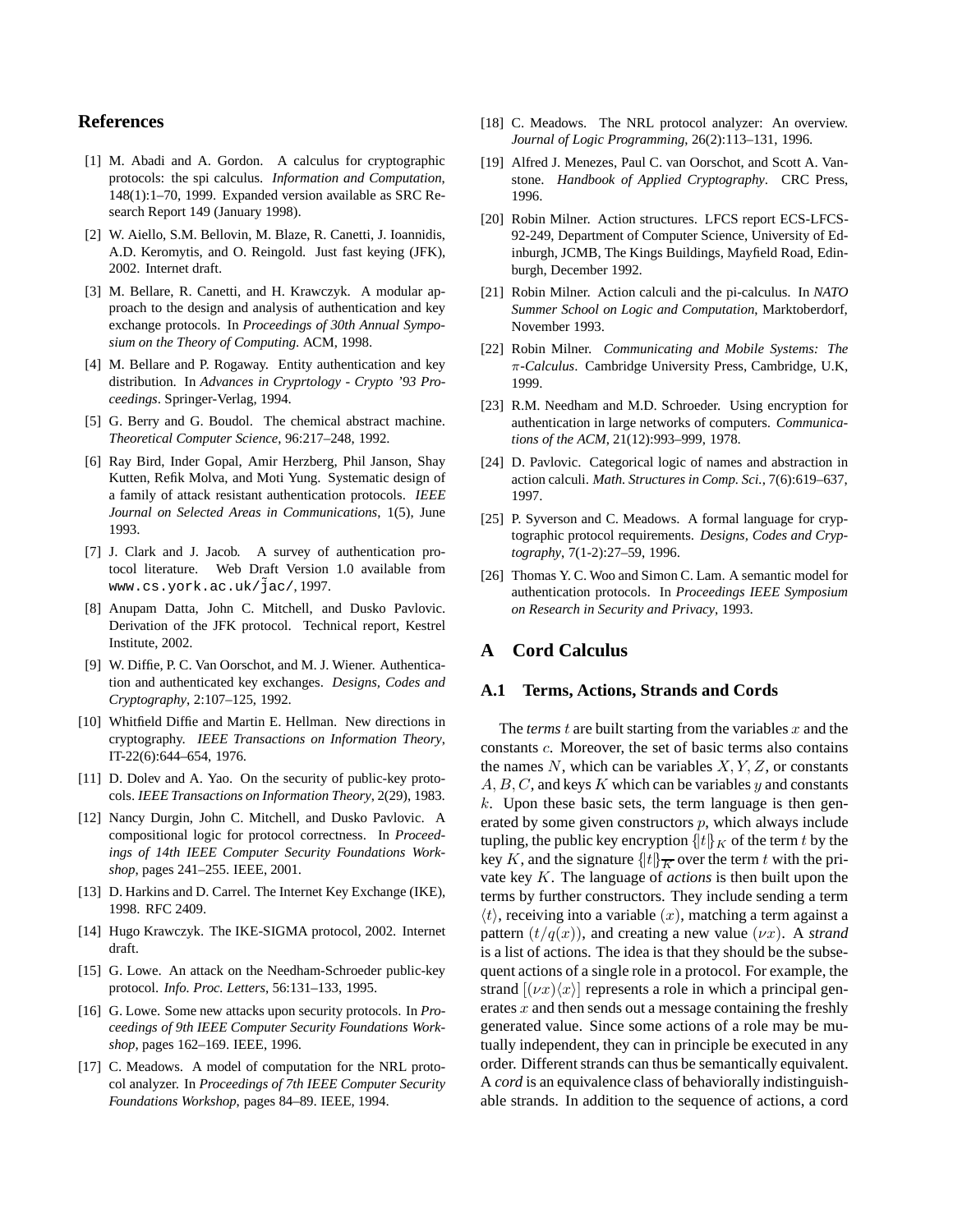## References

[1] M. Abadi and A. Gordon. A calculus for cryptographic protocols: the spi calculus. *Information and Computation*, 148(1):1–70, 1999. Expanded version available as SRC Research Report 149 (January 1998).

[2] W. Aiello, S.M. Bellovin, M. Blaze, R. Canetti, J. Ioannidis, A.D. Keromytis, and O. Reingold. Just fast keying (JFK), 2002. Internet draft.

[3] M. Bellare, R. Canetti, and H. Krawczyk. A modular approach to the design and analysis of authentication and key exchange protocols. In *Proceedings of 30th Annual Symposium on the Theory of Computing*. ACM, 1998.

[4] M. Bellare and P. Rogaway. Entity authentication and key distribution. In *Advances in Cryprtology - Crypto '93 Proceedings*. Springer-Verlag, 1994.

[5] G. Berry and G. Boudol. The chemical abstract machine. *Theoretical Computer Science*, 96:217–248, 1992.

[6] Ray Bird, Inder Gopal, Amir Herzberg, Phil Janson, Shay Kutten, Refik Molva, and Moti Yung. Systematic design of a family of attack resistant authentication protocols. *IEEE Journal on Selected Areas in Communications*, 1(5), June 1993.

[7] J. Clark and J. Jacob. A survey of authentication protocol literature. Web Draft Version 1.0 available from `www.cs.york.ac.uk/~jac/`, 1997.

[8] Anupam Datta, John C. Mitchell, and Dusko Pavlovic. Derivation of the JFK protocol. Technical report, Kestrel Institute, 2002.

[9] W. Diffie, P. C. Van Oorschot, and M. J. Wiener. Authentication and authenticated key exchanges. *Designs, Codes and Cryptography*, 2:107–125, 1992.

[10] Whitfield Diffie and Martin E. Hellman. New directions in cryptography. *IEEE Transactions on Information Theory*, IT-22(6):644–654, 1976.

[11] D. Dolev and A. Yao. On the security of public-key protocols. *IEEE Transactions on Information Theory*, 2(29), 1983.

[12] Nancy Durgin, John C. Mitchell, and Dusko Pavlovic. A compositional logic for protocol correctness. In *Proceedings of 14th IEEE Computer Security Foundations Workshop*, pages 241–255. IEEE, 2001.

[13] D. Harkins and D. Carrel. The Internet Key Exchange (IKE), 1998. RFC 2409.

[14] Hugo Krawczyk. The IKE-SIGMA protocol, 2002. Internet draft.

[15] G. Lowe. An attack on the Needham-Schroeder public-key protocol. *Info. Proc. Letters*, 56:131–133, 1995.

[16] G. Lowe. Some new attacks upon security protocols. In *Proceedings of 9th IEEE Computer Security Foundations Workshop*, pages 162–169. IEEE, 1996.

[17] C. Meadows. A model of computation for the NRL protocol analyzer. In *Proceedings of 7th IEEE Computer Security Foundations Workshop*, pages 84–89. IEEE, 1994.

[18] C. Meadows. The NRL protocol analyzer: An overview. *Journal of Logic Programming*, 26(2):113–131, 1996.

[19] Alfred J. Menezes, Paul C. van Oorschot, and Scott A. Vanstone. *Handbook of Applied Cryptography*. CRC Press, 1996.

[20] Robin Milner. Action structures. LFCS report ECS-LFCS-92-249, Department of Computer Science, University of Edinburgh, JCMB, The Kings Buildings, Mayfield Road, Edinburgh, December 1992.

[21] Robin Milner. Action calculi and the pi-calculus. In *NATO Summer School on Logic and Computation*, Marktoberdorf, November 1993.

[22] Robin Milner. *Communicating and Mobile Systems: The $\pi$-Calculus*. Cambridge University Press, Cambridge, U.K, 1999.

[23] R.M. Needham and M.D. Schroeder. Using encryption for authentication in large networks of computers. *Communications of the ACM*, 21(12):993–999, 1978.

[24] D. Pavlovic. Categorical logic of names and abstraction in action calculi. *Math. Structures in Comp. Sci.*, 7(6):619–637, 1997.

[25] P. Syverson and C. Meadows. A formal language for cryptographic protocol requirements. *Designs, Codes and Cryptography*, 7(1-2):27–59, 1996.

[26] Thomas Y. C. Woo and Simon C. Lam. A semantic model for authentication protocols. In *Proceedings IEEE Symposium on Research in Security and Privacy*, 1993.

# A Cord Calculus

## A.1 Terms, Actions, Strands and Cords

The *terms* $t$ are built starting from the variables $x$ and the constants $c$. Moreover, the set of basic terms also contains the names $N$, which can be variables $X, Y, Z$, or constants $A, B, C$, and keys $K$ which can be variables $y$ and constants $k$. Upon these basic sets, the term language is then generated by some given constructors $p$, which always include tupling, the public key encryption $\{|t|\}_K$ of the term $t$ by the key $K$, and the signature $\{|t|\}_{\overline{K}}$ over the term $t$ with the private key $K$. The language of *actions* is then built upon the terms by further constructors. They include sending a term $\langle t \rangle$, receiving into a variable $(x)$, matching a term against a pattern $(t/q(x))$, and creating a new value $(\nu x)$. A *strand* is a list of actions. The idea is that they should be the subsequent actions of a single role in a protocol. For example, the strand $[(\nu x)\langle x \rangle]$ represents a role in which a principal generates $x$ and then sends out a message containing the freshly generated value. Since some actions of a role may be mutually independent, they can in principle be executed in any order. Different strands can thus be semantically equivalent. A *cord* is an equivalence class of behaviorally indistinguishable strands. In addition to the sequence of actions, a cord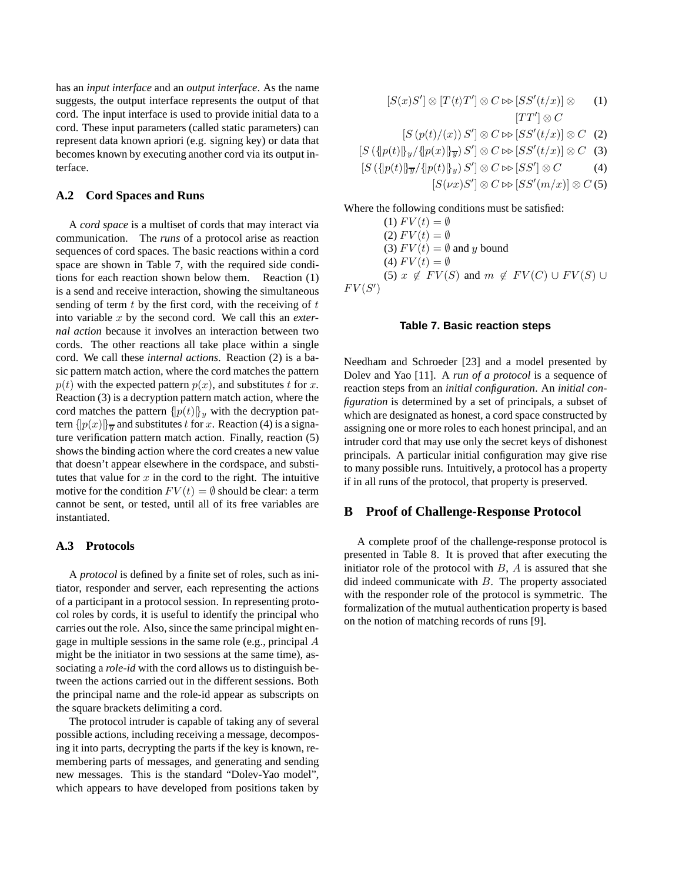has an *input interface* and an *output interface*. As the name suggests, the output interface represents the output of that cord. The input interface is used to provide initial data to a cord. These input parameters (called static parameters) can represent data known apriori (e.g. signing key) or data that becomes known by executing another cord via its output interface.

### A.2 Cord Spaces and Runs

A *cord space* is a multiset of cords that may interact via communication. The *runs* of a protocol arise as reaction sequences of cord spaces. The basic reactions within a cord space are shown in Table 7, with the required side conditions for each reaction shown below them. Reaction (1) is a send and receive interaction, showing the simultaneous sending of term $t$ by the first cord, with the receiving of $t$ into variable $x$ by the second cord. We call this an *external action* because it involves an interaction between two cords. The other reactions all take place within a single cord. We call these *internal actions*. Reaction (2) is a basic pattern match action, where the cord matches the pattern $p(t)$ with the expected pattern $p(x)$, and substitutes $t$ for $x$. Reaction (3) is a decryption pattern match action, where the cord matches the pattern $\{|p(t)|\}_y$ with the decryption pattern $\{|p(x)|\}_{\overline{y}}$ and substitutes $t$ for $x$. Reaction (4) is a signature verification pattern match action. Finally, reaction (5) shows the binding action where the cord creates a new value that doesn't appear elsewhere in the cordspace, and substitutes that value for $x$ in the cord to the right. The intuitive motive for the condition $FV(t) = \emptyset$ should be clear: a term cannot be sent, or tested, until all of its free variables are instantiated.

$$[S(x)S'] \otimes [T\langle t \rangle T'] \otimes C \rhd\!\!\rhd [SS'(t/x)] \otimes [TT'] \otimes C \quad (1)$$

$$[S\,(p(t)/(x))\,S'] \otimes C \rhd\!\!\rhd [SS'(t/x)] \otimes C \quad (2)$$

$$[S\,(\{|p(t)|\}_y/\{|p(x)|\}_{\overline{y}})\,S'] \otimes C \rhd\!\!\rhd [SS'(t/x)] \otimes C \quad (3)$$

$$[S\,(\{|p(t)|\}_{\overline{y}}/\{|p(t)|\}_y)\,S'] \otimes C \rhd\!\!\rhd [SS'] \otimes C \quad (4)$$

$$[S(\nu x)S'] \otimes C \rhd\!\!\rhd [SS'(m/x)] \otimes C \quad (5)$$

Where the following conditions must be satisfied:

(1) $FV(t) = \emptyset$
(2) $FV(t) = \emptyset$
(3) $FV(t) = \emptyset$ and $y$ bound
(4) $FV(t) = \emptyset$
(5) $x \notin FV(S)$ and $m \notin FV(C) \cup FV(S) \cup FV(S')$

**Table 7. Basic reaction steps**

### A.3 Protocols

A *protocol* is defined by a finite set of roles, such as initiator, responder and server, each representing the actions of a participant in a protocol session. In representing protocol roles by cords, it is useful to identify the principal who carries out the role. Also, since the same principal might engage in multiple sessions in the same role (e.g., principal $A$ might be the initiator in two sessions at the same time), associating a *role-id* with the cord allows us to distinguish between the actions carried out in the different sessions. Both the principal name and the role-id appear as subscripts on the square brackets delimiting a cord.

The protocol intruder is capable of taking any of several possible actions, including receiving a message, decomposing it into parts, decrypting the parts if the key is known, remembering parts of messages, and generating and sending new messages. This is the standard "Dolev-Yao model", which appears to have developed from positions taken by Needham and Schroeder [23] and a model presented by Dolev and Yao [11]. A *run of a protocol* is a sequence of reaction steps from an *initial configuration*. An *initial configuration* is determined by a set of principals, a subset of which are designated as honest, a cord space constructed by assigning one or more roles to each honest principal, and an intruder cord that may use only the secret keys of dishonest principals. A particular initial configuration may give rise to many possible runs. Intuitively, a protocol has a property if in all runs of the protocol, that property is preserved.

## B Proof of Challenge-Response Protocol

A complete proof of the challenge-response protocol is presented in Table 8. It is proved that after executing the initiator role of the protocol with $B$, $A$ is assured that she did indeed communicate with $B$. The property associated with the responder role of the protocol is symmetric. The formalization of the mutual authentication property is based on the notion of matching records of runs [9].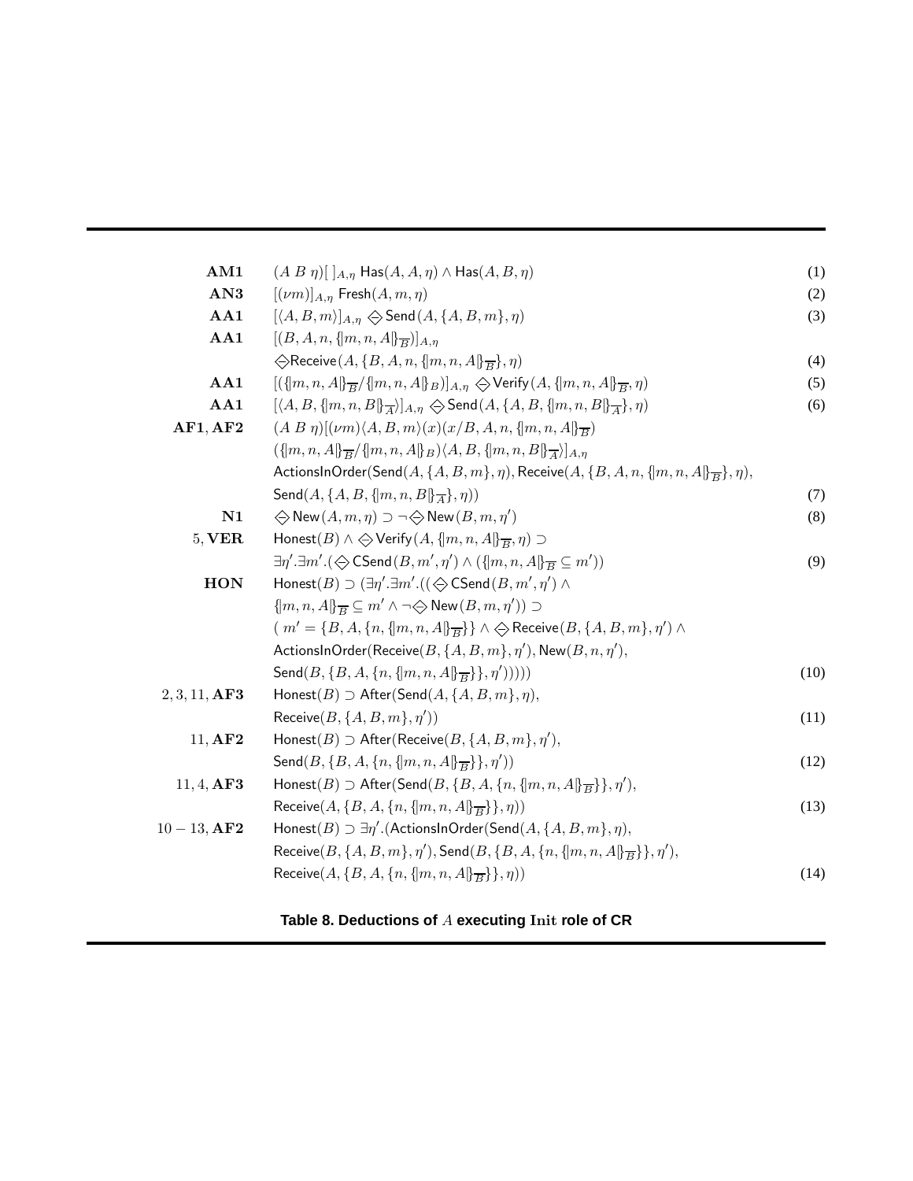| | | |
|---|---|---|
| **AM1** | $(A\ B\ \eta)[\ ]_{A,\eta}\ \mathsf{Has}(A, A, \eta) \wedge \mathsf{Has}(A, B, \eta)$ | (1) |
| **AN3** | $[(\nu m)]_{A,\eta}\ \mathsf{Fresh}(A, m, \eta)$ | (2) |
| **AA1** | $[\langle A, B, m\rangle]_{A,\eta}\ \diamondsuit\,\mathsf{Send}(A, \{A, B, m\}, \eta)$ | (3) |
| **AA1** | $[(B, A, n, \{\|m, n, A\|\}_{\overline{B}})]_{A,\eta}$ $\diamondsuit\mathsf{Receive}(A, \{B, A, n, \{\|m, n, A\|\}_{\overline{B}}\}, \eta)$ | (4) |
| **AA1** | $[(\{\|m, n, A\|\}_{\overline{B}}/\{\|m, n, A\|\}_{B})]_{A,\eta}\ \diamondsuit\,\mathsf{Verify}(A, \{\|m, n, A\|\}_{\overline{B}}, \eta)$ | (5) |
| **AA1** | $[\langle A, B, \{\|m, n, B\|\}_{\overline{A}}\rangle]_{A,\eta}\ \diamondsuit\,\mathsf{Send}(A, \{A, B, \{\|m, n, B\|\}_{\overline{A}}\}, \eta)$ | (6) |
| **AF1**, **AF2** | $(A\ B\ \eta)[(\nu m)\langle A, B, m\rangle(x)(x/B, A, n, \{\|m, n, A\|\}_{\overline{B}})$ $(\{\|m, n, A\|\}_{\overline{B}}/\{\|m, n, A\|\}_{B})\langle A, B, \{\|m, n, B\|\}_{\overline{A}}\rangle]_{A,\eta}$ $\mathsf{ActionsInOrder}(\mathsf{Send}(A, \{A, B, m\}, \eta), \mathsf{Receive}(A, \{B, A, n, \{\|m, n, A\|\}_{\overline{B}}\}, \eta),$ $\mathsf{Send}(A, \{A, B, \{\|m, n, B\|\}_{\overline{A}}\}, \eta))$ | (7) |
| **N1** | $\diamondsuit\,\mathsf{New}(A, m, \eta) \supset \neg\diamondsuit\,\mathsf{New}(B, m, \eta')$ | (8) |
| 5, **VER** | $\mathsf{Honest}(B) \wedge \diamondsuit\,\mathsf{Verify}(A, \{\|m, n, A\|\}_{\overline{B}}, \eta) \supset$ $\exists\eta'.\exists m'.(\diamondsuit\,\mathsf{CSend}(B, m', \eta') \wedge (\{\|m, n, A\|\}_{\overline{B}} \subseteq m'))$ | (9) |
| **HON** | $\mathsf{Honest}(B) \supset (\exists\eta'.\exists m'.((\diamondsuit\,\mathsf{CSend}(B, m', \eta') \wedge$ $\{\|m, n, A\|\}_{\overline{B}} \subseteq m' \wedge \neg\diamondsuit\,\mathsf{New}(B, m, \eta')) \supset$ $(\ m' = \{B, A, \{n, \{\|m, n, A\|\}_{\overline{B}}\}\} \wedge \diamondsuit\,\mathsf{Receive}(B, \{A, B, m\}, \eta') \wedge$ $\mathsf{ActionsInOrder}(\mathsf{Receive}(B, \{A, B, m\}, \eta'), \mathsf{New}(B, n, \eta'),$ $\mathsf{Send}(B, \{B, A, \{n, \{\|m, n, A\|\}_{\overline{B}}\}\}, \eta')))))$ | (10) |
| 2, 3, 11, **AF3** | $\mathsf{Honest}(B) \supset \mathsf{After}(\mathsf{Send}(A, \{A, B, m\}, \eta),$ $\mathsf{Receive}(B, \{A, B, m\}, \eta'))$ | (11) |
| 11, **AF2** | $\mathsf{Honest}(B) \supset \mathsf{After}(\mathsf{Receive}(B, \{A, B, m\}, \eta'),$ $\mathsf{Send}(B, \{B, A, \{n, \{\|m, n, A\|\}_{\overline{B}}\}\}, \eta'))$ | (12) |
| 11, 4, **AF3** | $\mathsf{Honest}(B) \supset \mathsf{After}(\mathsf{Send}(B, \{B, A, \{n, \{\|m, n, A\|\}_{\overline{B}}\}\}, \eta'),$ $\mathsf{Receive}(A, \{B, A, \{n, \{\|m, n, A\|\}_{\overline{B}}\}\}, \eta))$ | (13) |
| 10 − 13, **AF2** | $\mathsf{Honest}(B) \supset \exists\eta'.(\mathsf{ActionsInOrder}(\mathsf{Send}(A, \{A, B, m\}, \eta),$ $\mathsf{Receive}(B, \{A, B, m\}, \eta'), \mathsf{Send}(B, \{B, A, \{n, \{\|m, n, A\|\}_{\overline{B}}\}\}, \eta'),$ $\mathsf{Receive}(A, \{B, A, \{n, \{\|m, n, A\|\}_{\overline{B}}\}\}, \eta))$ | (14) |

**Table 8. Deductions of $A$ executing $\mathrm{Init}$ role of CR**